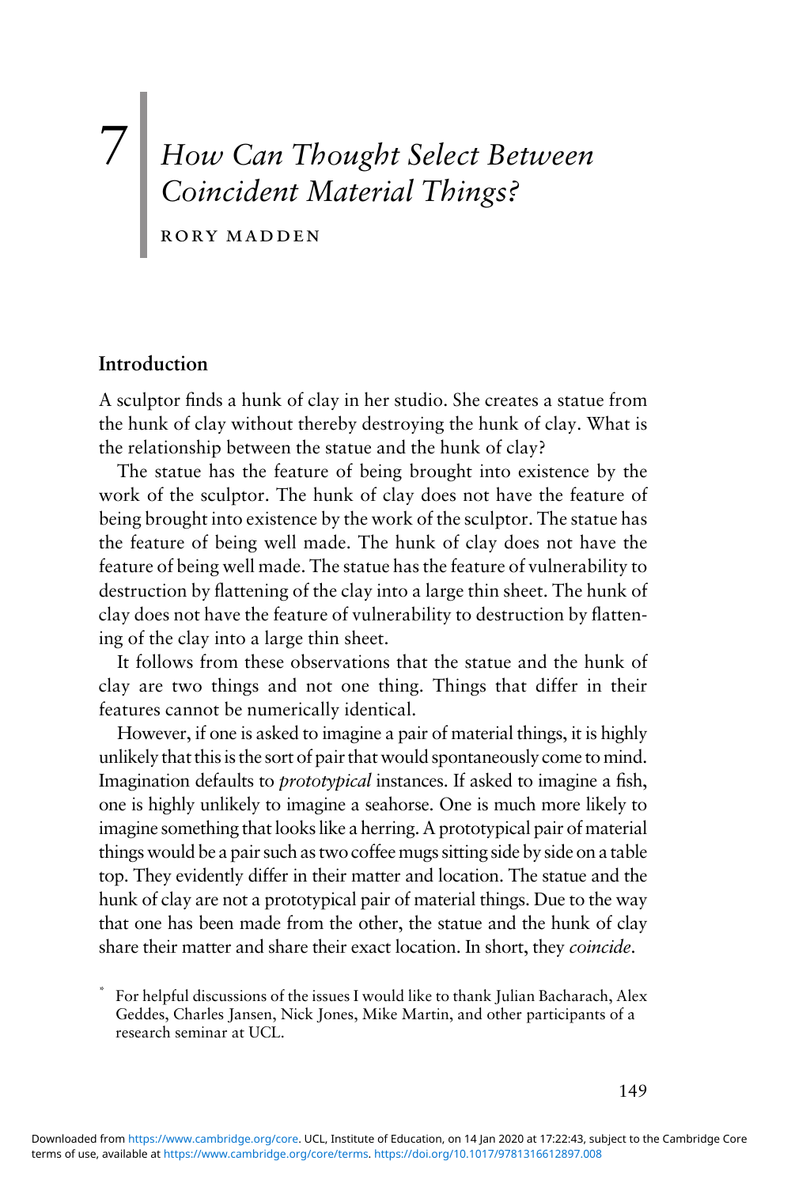# 7 How Can Thought Select Between Coincident Material Things?

RORY MADDEN

## Introduction

A sculptor finds a hunk of clay in her studio. She creates a statue from the hunk of clay without thereby destroying the hunk of clay. What is the relationship between the statue and the hunk of clay?

The statue has the feature of being brought into existence by the work of the sculptor. The hunk of clay does not have the feature of being brought into existence by the work of the sculptor. The statue has the feature of being well made. The hunk of clay does not have the feature of being well made. The statue has the feature of vulnerability to destruction by flattening of the clay into a large thin sheet. The hunk of clay does not have the feature of vulnerability to destruction by flattening of the clay into a large thin sheet.

It follows from these observations that the statue and the hunk of clay are two things and not one thing. Things that differ in their features cannot be numerically identical.

However, if one is asked to imagine a pair of material things, it is highly unlikely that this is the sort of pair that would spontaneously come to mind. Imagination defaults to *prototypical* instances. If asked to imagine a fish, one is highly unlikely to imagine a seahorse. One is much more likely to imagine something that looks like a herring. A prototypical pair of material things would be a pair such as two coffee mugs sitting side by side on a table top. They evidently differ in their matter and location. The statue and the hunk of clay are not a prototypical pair of material things. Due to the way that one has been made from the other, the statue and the hunk of clay share their matter and share their exact location. In short, they *coincide*.

* For helpful discussions of the issues I would like to thank Julian Bacharach, Alex Geddes, Charles Jansen, Nick Jones, Mike Martin, and other participants of a research seminar at UCL.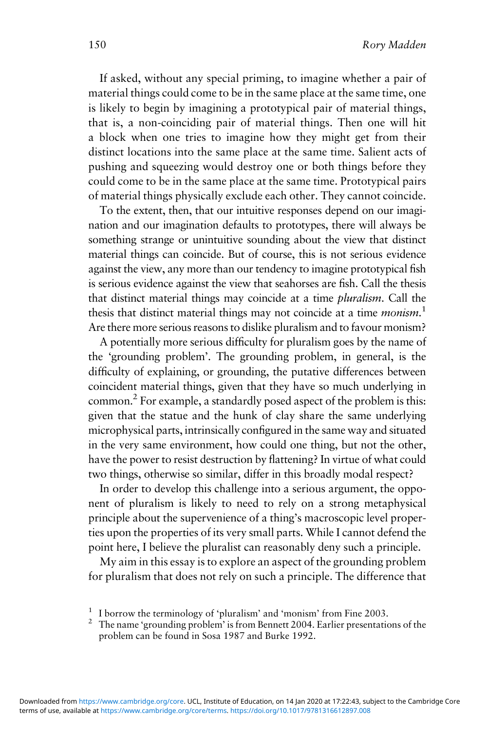If asked, without any special priming, to imagine whether a pair of material things could come to be in the same place at the same time, one is likely to begin by imagining a prototypical pair of material things, that is, a non-coinciding pair of material things. Then one will hit a block when one tries to imagine how they might get from their distinct locations into the same place at the same time. Salient acts of pushing and squeezing would destroy one or both things before they could come to be in the same place at the same time. Prototypical pairs of material things physically exclude each other. They cannot coincide.

To the extent, then, that our intuitive responses depend on our imagination and our imagination defaults to prototypes, there will always be something strange or unintuitive sounding about the view that distinct material things can coincide. But of course, this is not serious evidence against the view, any more than our tendency to imagine prototypical fish is serious evidence against the view that seahorses are fish. Call the thesis that distinct material things may coincide at a time *pluralism*. Call the thesis that distinct material things may not coincide at a time *monism*.[1] Are there more serious reasons to dislike pluralism and to favour monism?

A potentially more serious difficulty for pluralism goes by the name of the 'grounding problem'. The grounding problem, in general, is the difficulty of explaining, or grounding, the putative differences between coincident material things, given that they have so much underlying in common.[2] For example, a standardly posed aspect of the problem is this: given that the statue and the hunk of clay share the same underlying microphysical parts, intrinsically configured in the same way and situated in the very same environment, how could one thing, but not the other, have the power to resist destruction by flattening? In virtue of what could two things, otherwise so similar, differ in this broadly modal respect?

In order to develop this challenge into a serious argument, the opponent of pluralism is likely to need to rely on a strong metaphysical principle about the supervenience of a thing's macroscopic level properties upon the properties of its very small parts. While I cannot defend the point here, I believe the pluralist can reasonably deny such a principle.

My aim in this essay is to explore an aspect of the grounding problem for pluralism that does not rely on such a principle. The difference that

[1] I borrow the terminology of 'pluralism' and 'monism' from Fine 2003.

[2] The name 'grounding problem' is from Bennett 2004. Earlier presentations of the problem can be found in Sosa 1987 and Burke 1992.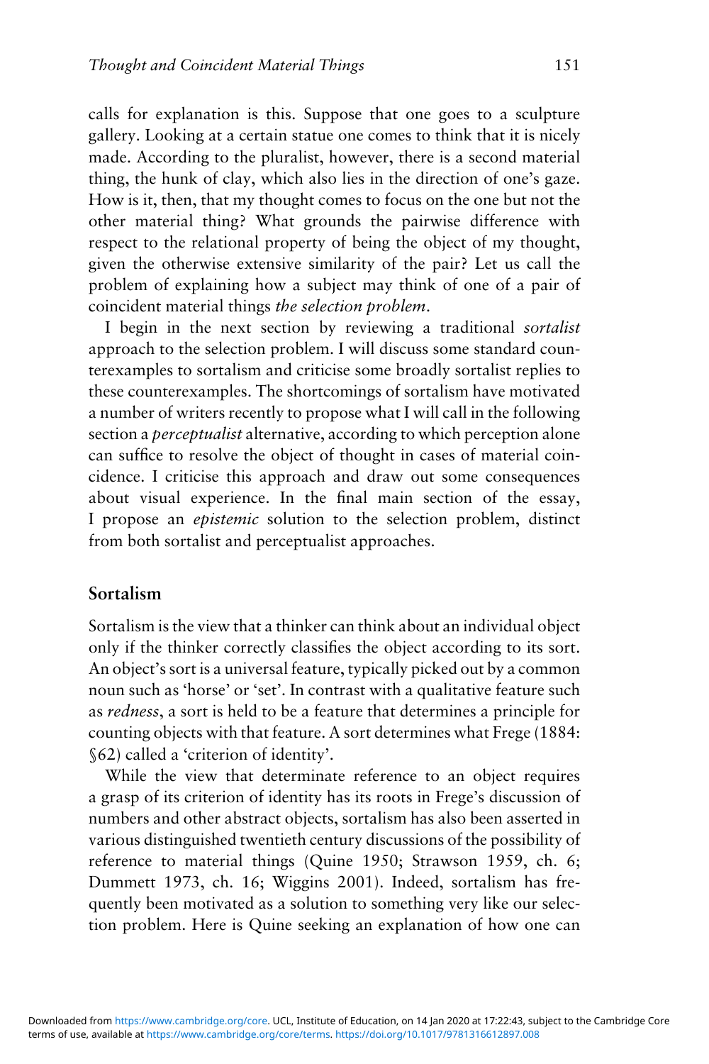calls for explanation is this. Suppose that one goes to a sculpture gallery. Looking at a certain statue one comes to think that it is nicely made. According to the pluralist, however, there is a second material thing, the hunk of clay, which also lies in the direction of one's gaze. How is it, then, that my thought comes to focus on the one but not the other material thing? What grounds the pairwise difference with respect to the relational property of being the object of my thought, given the otherwise extensive similarity of the pair? Let us call the problem of explaining how a subject may think of one of a pair of coincident material things *the selection problem*.

I begin in the next section by reviewing a traditional *sortalist* approach to the selection problem. I will discuss some standard counterexamples to sortalism and criticise some broadly sortalist replies to these counterexamples. The shortcomings of sortalism have motivated a number of writers recently to propose what I will call in the following section a *perceptualist* alternative, according to which perception alone can suffice to resolve the object of thought in cases of material coincidence. I criticise this approach and draw out some consequences about visual experience. In the final main section of the essay, I propose an *epistemic* solution to the selection problem, distinct from both sortalist and perceptualist approaches.

## Sortalism

Sortalism is the view that a thinker can think about an individual object only if the thinker correctly classifies the object according to its sort. An object's sort is a universal feature, typically picked out by a common noun such as 'horse' or 'set'. In contrast with a qualitative feature such as *redness*, a sort is held to be a feature that determines a principle for counting objects with that feature. A sort determines what Frege (1884: §62) called a 'criterion of identity'.

While the view that determinate reference to an object requires a grasp of its criterion of identity has its roots in Frege's discussion of numbers and other abstract objects, sortalism has also been asserted in various distinguished twentieth century discussions of the possibility of reference to material things (Quine 1950; Strawson 1959, ch. 6; Dummett 1973, ch. 16; Wiggins 2001). Indeed, sortalism has frequently been motivated as a solution to something very like our selection problem. Here is Quine seeking an explanation of how one can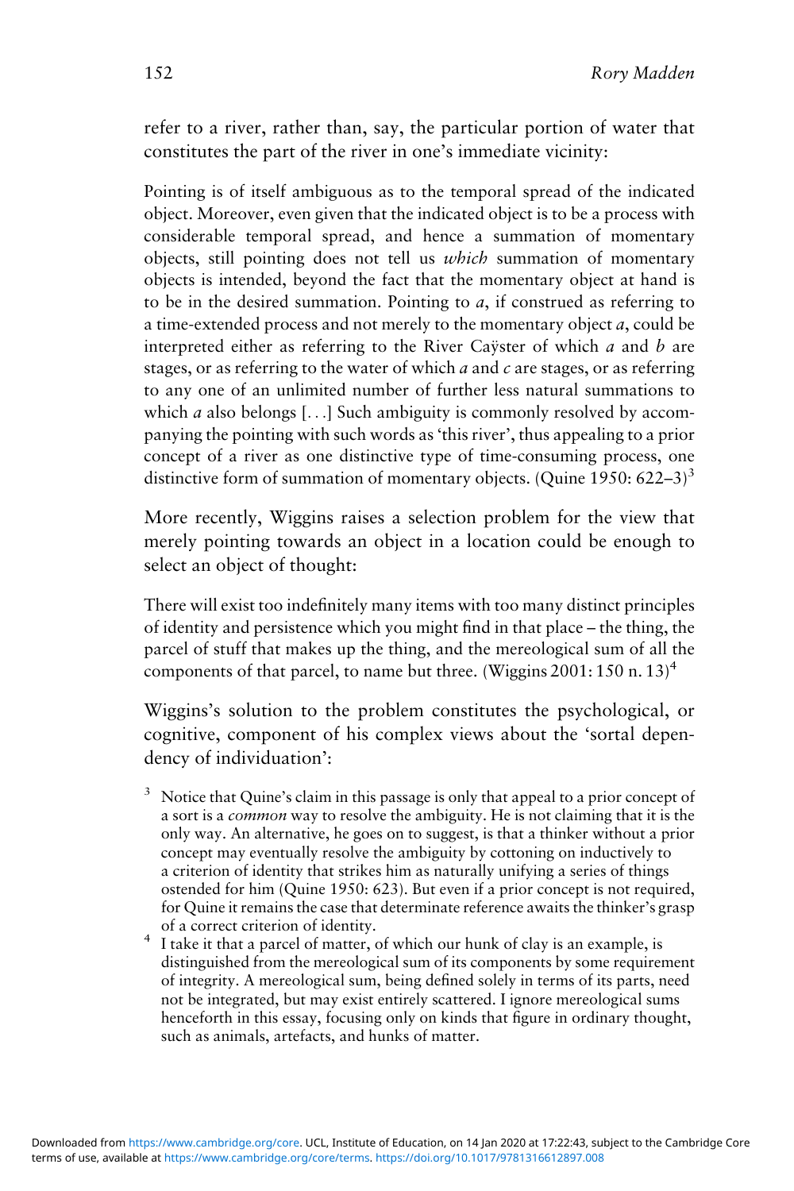refer to a river, rather than, say, the particular portion of water that constitutes the part of the river in one's immediate vicinity:

> Pointing is of itself ambiguous as to the temporal spread of the indicated object. Moreover, even given that the indicated object is to be a process with considerable temporal spread, and hence a summation of momentary objects, still pointing does not tell us *which* summation of momentary objects is intended, beyond the fact that the momentary object at hand is to be in the desired summation. Pointing to *a*, if construed as referring to a time-extended process and not merely to the momentary object *a*, could be interpreted either as referring to the River Caÿster of which *a* and *b* are stages, or as referring to the water of which *a* and *c* are stages, or as referring to any one of an unlimited number of further less natural summations to which *a* also belongs [. . .] Such ambiguity is commonly resolved by accompanying the pointing with such words as 'this river', thus appealing to a prior concept of a river as one distinctive type of time-consuming process, one distinctive form of summation of momentary objects. (Quine 1950: 622–3)[3]

More recently, Wiggins raises a selection problem for the view that merely pointing towards an object in a location could be enough to select an object of thought:

> There will exist too indefinitely many items with too many distinct principles of identity and persistence which you might find in that place – the thing, the parcel of stuff that makes up the thing, and the mereological sum of all the components of that parcel, to name but three. (Wiggins 2001: 150 n. 13)[4]

Wiggins's solution to the problem constitutes the psychological, or cognitive, component of his complex views about the 'sortal dependency of individuation':

[3] Notice that Quine's claim in this passage is only that appeal to a prior concept of a sort is a *common* way to resolve the ambiguity. He is not claiming that it is the only way. An alternative, he goes on to suggest, is that a thinker without a prior concept may eventually resolve the ambiguity by cottoning on inductively to a criterion of identity that strikes him as naturally unifying a series of things ostended for him (Quine 1950: 623). But even if a prior concept is not required, for Quine it remains the case that determinate reference awaits the thinker's grasp of a correct criterion of identity.

[4] I take it that a parcel of matter, of which our hunk of clay is an example, is distinguished from the mereological sum of its components by some requirement of integrity. A mereological sum, being defined solely in terms of its parts, need not be integrated, but may exist entirely scattered. I ignore mereological sums henceforth in this essay, focusing only on kinds that figure in ordinary thought, such as animals, artefacts, and hunks of matter.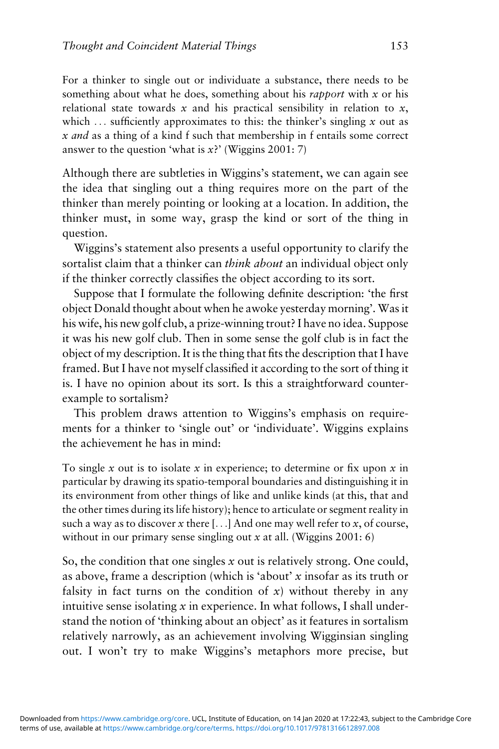> For a thinker to single out or individuate a substance, there needs to be something about what he does, something about his *rapport* with *x* or his relational state towards *x* and his practical sensibility in relation to *x*, which . . . sufficiently approximates to this: the thinker's singling *x* out as *x and* as a thing of a kind f such that membership in f entails some correct answer to the question 'what is *x*?' (Wiggins 2001: 7)

Although there are subtleties in Wiggins's statement, we can again see the idea that singling out a thing requires more on the part of the thinker than merely pointing or looking at a location. In addition, the thinker must, in some way, grasp the kind or sort of the thing in question.

Wiggins's statement also presents a useful opportunity to clarify the sortalist claim that a thinker can *think about* an individual object only if the thinker correctly classifies the object according to its sort.

Suppose that I formulate the following definite description: 'the first object Donald thought about when he awoke yesterday morning'. Was it his wife, his new golf club, a prize-winning trout? I have no idea. Suppose it was his new golf club. Then in some sense the golf club is in fact the object of my description. It is the thing that fits the description that I have framed. But I have not myself classified it according to the sort of thing it is. I have no opinion about its sort. Is this a straightforward counter-example to sortalism?

This problem draws attention to Wiggins's emphasis on requirements for a thinker to 'single out' or 'individuate'. Wiggins explains the achievement he has in mind:

> To single *x* out is to isolate *x* in experience; to determine or fix upon *x* in particular by drawing its spatio-temporal boundaries and distinguishing it in its environment from other things of like and unlike kinds (at this, that and the other times during its life history); hence to articulate or segment reality in such a way as to discover *x* there [. . .] And one may well refer to *x*, of course, without in our primary sense singling out *x* at all. (Wiggins 2001: 6)

So, the condition that one singles *x* out is relatively strong. One could, as above, frame a description (which is 'about' *x* insofar as its truth or falsity in fact turns on the condition of *x*) without thereby in any intuitive sense isolating *x* in experience. In what follows, I shall understand the notion of 'thinking about an object' as it features in sortalism relatively narrowly, as an achievement involving Wigginsian singling out. I won't try to make Wiggins's metaphors more precise, but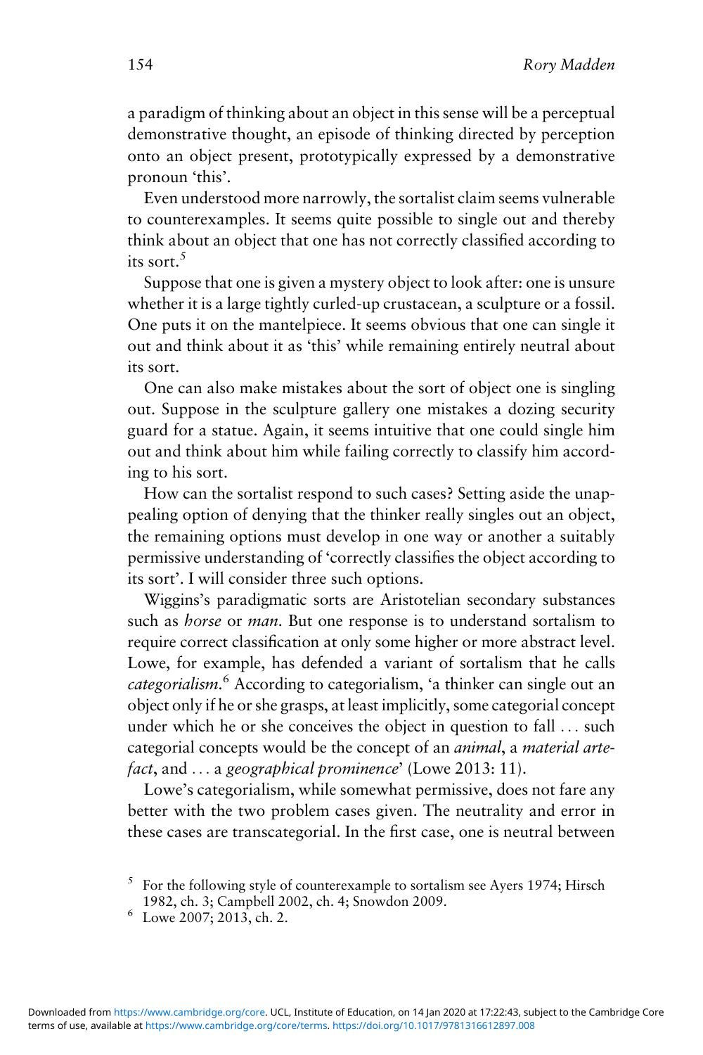a paradigm of thinking about an object in this sense will be a perceptual demonstrative thought, an episode of thinking directed by perception onto an object present, prototypically expressed by a demonstrative pronoun 'this'.

Even understood more narrowly, the sortalist claim seems vulnerable to counterexamples. It seems quite possible to single out and thereby think about an object that one has not correctly classified according to its sort.[5]

Suppose that one is given a mystery object to look after: one is unsure whether it is a large tightly curled-up crustacean, a sculpture or a fossil. One puts it on the mantelpiece. It seems obvious that one can single it out and think about it as 'this' while remaining entirely neutral about its sort.

One can also make mistakes about the sort of object one is singling out. Suppose in the sculpture gallery one mistakes a dozing security guard for a statue. Again, it seems intuitive that one could single him out and think about him while failing correctly to classify him according to his sort.

How can the sortalist respond to such cases? Setting aside the unappealing option of denying that the thinker really singles out an object, the remaining options must develop in one way or another a suitably permissive understanding of 'correctly classifies the object according to its sort'. I will consider three such options.

Wiggins's paradigmatic sorts are Aristotelian secondary substances such as *horse* or *man*. But one response is to understand sortalism to require correct classification at only some higher or more abstract level. Lowe, for example, has defended a variant of sortalism that he calls *categorialism*.[6] According to categorialism, 'a thinker can single out an object only if he or she grasps, at least implicitly, some categorial concept under which he or she conceives the object in question to fall … such categorial concepts would be the concept of an *animal*, a *material artefact*, and … a *geographical prominence*' (Lowe 2013: 11).

Lowe's categorialism, while somewhat permissive, does not fare any better with the two problem cases given. The neutrality and error in these cases are transcategorial. In the first case, one is neutral between

[5] For the following style of counterexample to sortalism see Ayers 1974; Hirsch 1982, ch. 3; Campbell 2002, ch. 4; Snowdon 2009.

[6] Lowe 2007; 2013, ch. 2.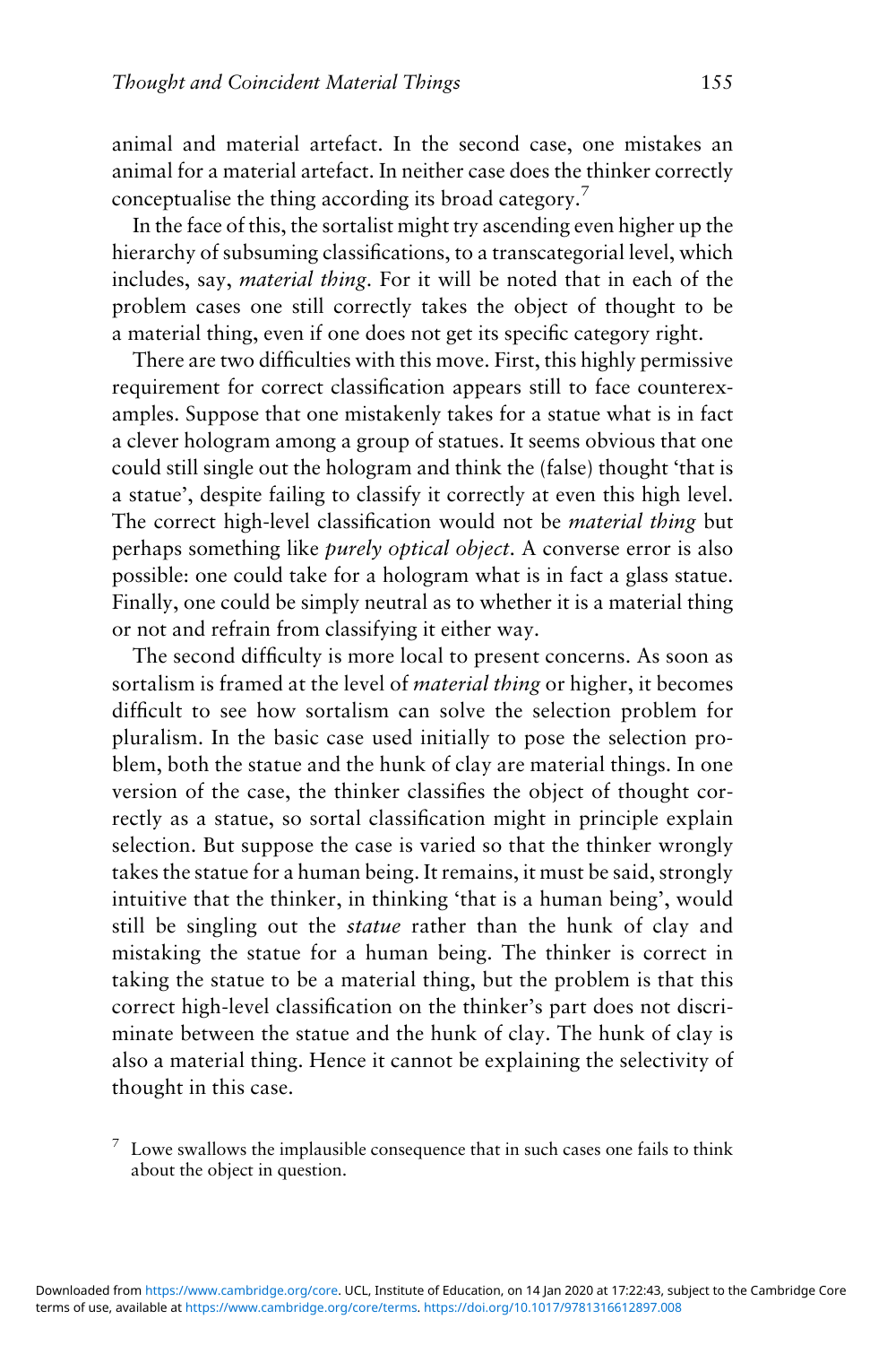animal and material artefact. In the second case, one mistakes an animal for a material artefact. In neither case does the thinker correctly conceptualise the thing according its broad category.[7]

In the face of this, the sortalist might try ascending even higher up the hierarchy of subsuming classifications, to a transcategorial level, which includes, say, *material thing*. For it will be noted that in each of the problem cases one still correctly takes the object of thought to be a material thing, even if one does not get its specific category right.

There are two difficulties with this move. First, this highly permissive requirement for correct classification appears still to face counterexamples. Suppose that one mistakenly takes for a statue what is in fact a clever hologram among a group of statues. It seems obvious that one could still single out the hologram and think the (false) thought 'that is a statue', despite failing to classify it correctly at even this high level. The correct high-level classification would not be *material thing* but perhaps something like *purely optical object*. A converse error is also possible: one could take for a hologram what is in fact a glass statue. Finally, one could be simply neutral as to whether it is a material thing or not and refrain from classifying it either way.

The second difficulty is more local to present concerns. As soon as sortalism is framed at the level of *material thing* or higher, it becomes difficult to see how sortalism can solve the selection problem for pluralism. In the basic case used initially to pose the selection problem, both the statue and the hunk of clay are material things. In one version of the case, the thinker classifies the object of thought correctly as a statue, so sortal classification might in principle explain selection. But suppose the case is varied so that the thinker wrongly takes the statue for a human being. It remains, it must be said, strongly intuitive that the thinker, in thinking 'that is a human being', would still be singling out the *statue* rather than the hunk of clay and mistaking the statue for a human being. The thinker is correct in taking the statue to be a material thing, but the problem is that this correct high-level classification on the thinker's part does not discriminate between the statue and the hunk of clay. The hunk of clay is also a material thing. Hence it cannot be explaining the selectivity of thought in this case.

[7] Lowe swallows the implausible consequence that in such cases one fails to think about the object in question.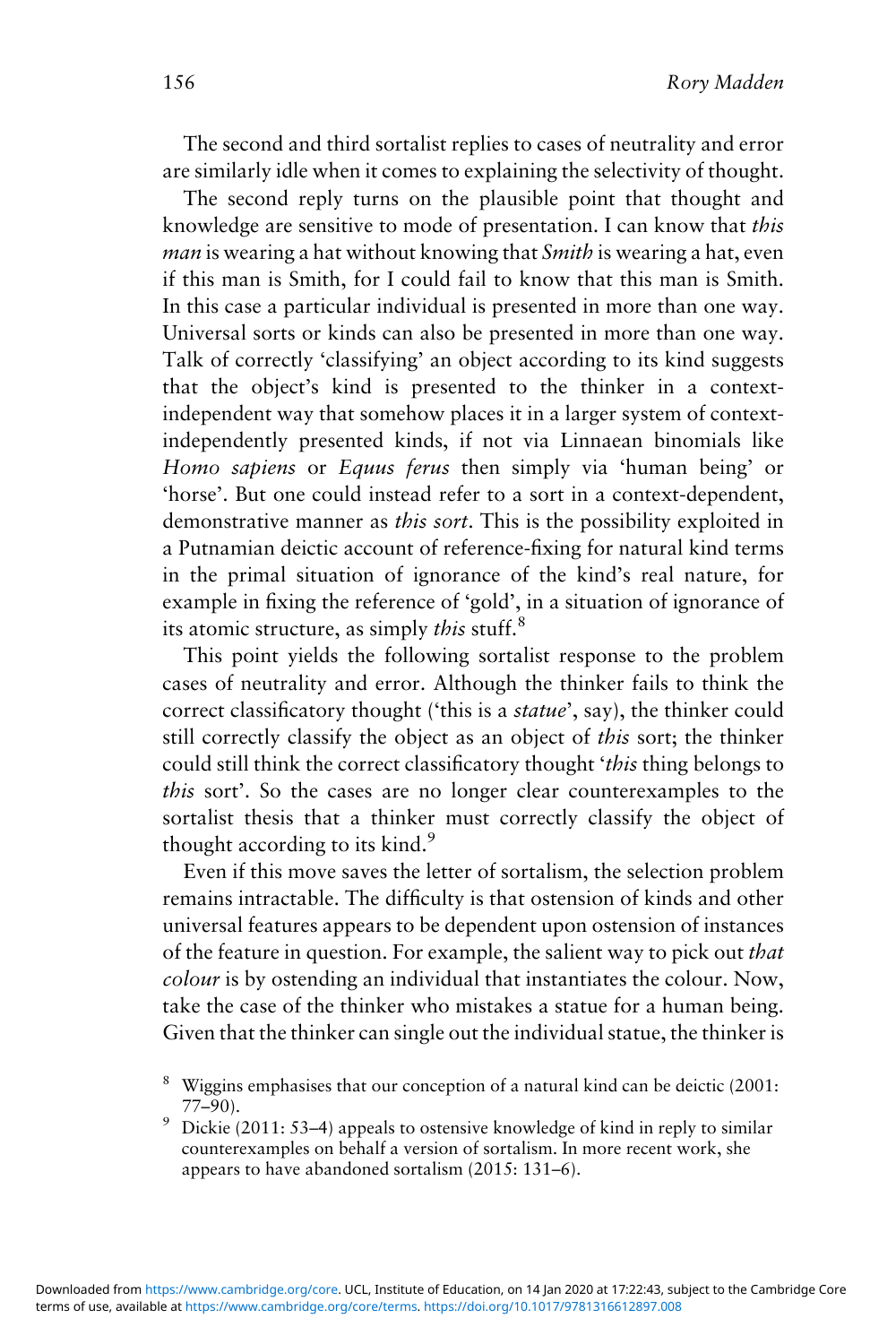The second and third sortalist replies to cases of neutrality and error are similarly idle when it comes to explaining the selectivity of thought.

The second reply turns on the plausible point that thought and knowledge are sensitive to mode of presentation. I can know that *this man* is wearing a hat without knowing that *Smith* is wearing a hat, even if this man is Smith, for I could fail to know that this man is Smith. In this case a particular individual is presented in more than one way. Universal sorts or kinds can also be presented in more than one way. Talk of correctly 'classifying' an object according to its kind suggests that the object's kind is presented to the thinker in a context-independent way that somehow places it in a larger system of context-independently presented kinds, if not via Linnaean binomials like *Homo sapiens* or *Equus ferus* then simply via 'human being' or 'horse'. But one could instead refer to a sort in a context-dependent, demonstrative manner as *this sort*. This is the possibility exploited in a Putnamian deictic account of reference-fixing for natural kind terms in the primal situation of ignorance of the kind's real nature, for example in fixing the reference of 'gold', in a situation of ignorance of its atomic structure, as simply *this* stuff.[8]

This point yields the following sortalist response to the problem cases of neutrality and error. Although the thinker fails to think the correct classificatory thought ('this is a *statue*', say), the thinker could still correctly classify the object as an object of *this* sort; the thinker could still think the correct classificatory thought '*this* thing belongs to *this* sort'. So the cases are no longer clear counterexamples to the sortalist thesis that a thinker must correctly classify the object of thought according to its kind.[9]

Even if this move saves the letter of sortalism, the selection problem remains intractable. The difficulty is that ostension of kinds and other universal features appears to be dependent upon ostension of instances of the feature in question. For example, the salient way to pick out *that colour* is by ostending an individual that instantiates the colour. Now, take the case of the thinker who mistakes a statue for a human being. Given that the thinker can single out the individual statue, the thinker is

[8] Wiggins emphasises that our conception of a natural kind can be deictic (2001: 77–90).

[9] Dickie (2011: 53–4) appeals to ostensive knowledge of kind in reply to similar counterexamples on behalf a version of sortalism. In more recent work, she appears to have abandoned sortalism (2015: 131–6).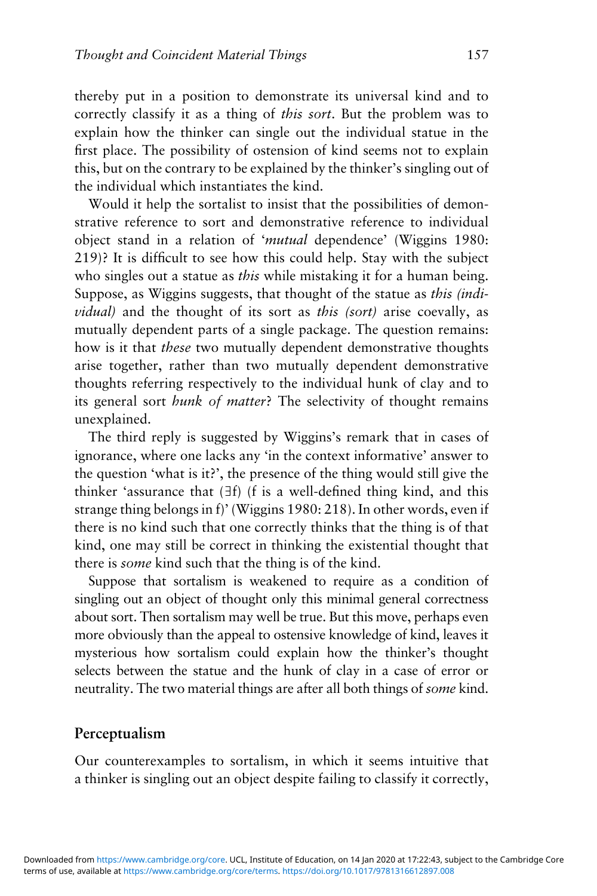thereby put in a position to demonstrate its universal kind and to correctly classify it as a thing of *this sort*. But the problem was to explain how the thinker can single out the individual statue in the first place. The possibility of ostension of kind seems not to explain this, but on the contrary to be explained by the thinker's singling out of the individual which instantiates the kind.

Would it help the sortalist to insist that the possibilities of demonstrative reference to sort and demonstrative reference to individual object stand in a relation of '*mutual* dependence' (Wiggins 1980: 219)? It is difficult to see how this could help. Stay with the subject who singles out a statue as *this* while mistaking it for a human being. Suppose, as Wiggins suggests, that thought of the statue as *this (individual)* and the thought of its sort as *this (sort)* arise coevally, as mutually dependent parts of a single package. The question remains: how is it that *these* two mutually dependent demonstrative thoughts arise together, rather than two mutually dependent demonstrative thoughts referring respectively to the individual hunk of clay and to its general sort *hunk of matter*? The selectivity of thought remains unexplained.

The third reply is suggested by Wiggins's remark that in cases of ignorance, where one lacks any 'in the context informative' answer to the question 'what is it?', the presence of the thing would still give the thinker 'assurance that (∃f) (f is a well-defined thing kind, and this strange thing belongs in f)' (Wiggins 1980: 218). In other words, even if there is no kind such that one correctly thinks that the thing is of that kind, one may still be correct in thinking the existential thought that there is *some* kind such that the thing is of the kind.

Suppose that sortalism is weakened to require as a condition of singling out an object of thought only this minimal general correctness about sort. Then sortalism may well be true. But this move, perhaps even more obviously than the appeal to ostensive knowledge of kind, leaves it mysterious how sortalism could explain how the thinker's thought selects between the statue and the hunk of clay in a case of error or neutrality. The two material things are after all both things of *some* kind.

## Perceptualism

Our counterexamples to sortalism, in which it seems intuitive that a thinker is singling out an object despite failing to classify it correctly,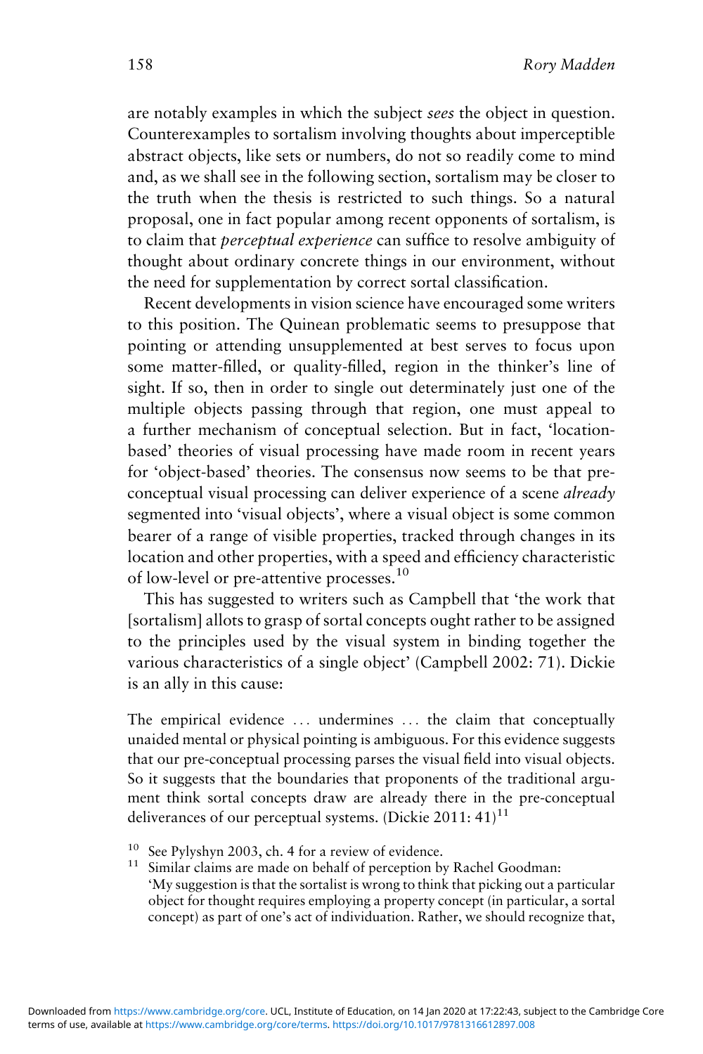are notably examples in which the subject *sees* the object in question. Counterexamples to sortalism involving thoughts about imperceptible abstract objects, like sets or numbers, do not so readily come to mind and, as we shall see in the following section, sortalism may be closer to the truth when the thesis is restricted to such things. So a natural proposal, one in fact popular among recent opponents of sortalism, is to claim that *perceptual experience* can suffice to resolve ambiguity of thought about ordinary concrete things in our environment, without the need for supplementation by correct sortal classification.

Recent developments in vision science have encouraged some writers to this position. The Quinean problematic seems to presuppose that pointing or attending unsupplemented at best serves to focus upon some matter-filled, or quality-filled, region in the thinker's line of sight. If so, then in order to single out determinately just one of the multiple objects passing through that region, one must appeal to a further mechanism of conceptual selection. But in fact, 'location-based' theories of visual processing have made room in recent years for 'object-based' theories. The consensus now seems to be that pre-conceptual visual processing can deliver experience of a scene *already* segmented into 'visual objects', where a visual object is some common bearer of a range of visible properties, tracked through changes in its location and other properties, with a speed and efficiency characteristic of low-level or pre-attentive processes.[10]

This has suggested to writers such as Campbell that 'the work that [sortalism] allots to grasp of sortal concepts ought rather to be assigned to the principles used by the visual system in binding together the various characteristics of a single object' (Campbell 2002: 71). Dickie is an ally in this cause:

> The empirical evidence ... undermines ... the claim that conceptually unaided mental or physical pointing is ambiguous. For this evidence suggests that our pre-conceptual processing parses the visual field into visual objects. So it suggests that the boundaries that proponents of the traditional argument think sortal concepts draw are already there in the pre-conceptual deliverances of our perceptual systems. (Dickie 2011: 41)[11]

---

[10] See Pylyshyn 2003, ch. 4 for a review of evidence.

[11] Similar claims are made on behalf of perception by Rachel Goodman: 'My suggestion is that the sortalist is wrong to think that picking out a particular object for thought requires employing a property concept (in particular, a sortal concept) as part of one's act of individuation. Rather, we should recognize that,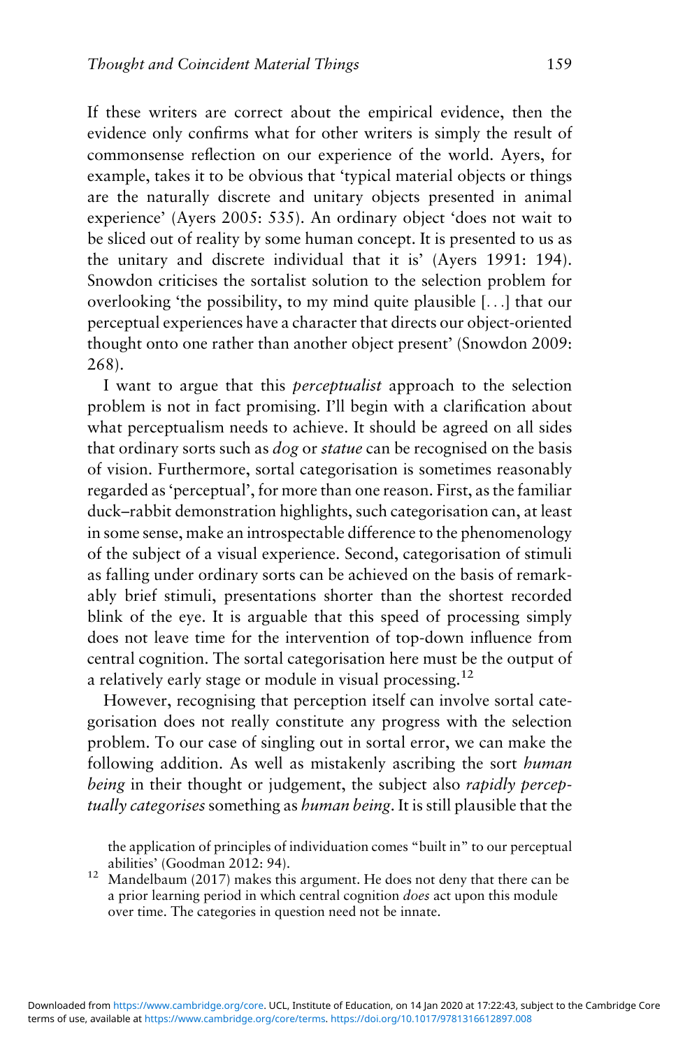If these writers are correct about the empirical evidence, then the evidence only confirms what for other writers is simply the result of commonsense reflection on our experience of the world. Ayers, for example, takes it to be obvious that 'typical material objects or things are the naturally discrete and unitary objects presented in animal experience' (Ayers 2005: 535). An ordinary object 'does not wait to be sliced out of reality by some human concept. It is presented to us as the unitary and discrete individual that it is' (Ayers 1991: 194). Snowdon criticises the sortalist solution to the selection problem for overlooking 'the possibility, to my mind quite plausible [. . .] that our perceptual experiences have a character that directs our object-oriented thought onto one rather than another object present' (Snowdon 2009: 268).

I want to argue that this *perceptualist* approach to the selection problem is not in fact promising. I'll begin with a clarification about what perceptualism needs to achieve. It should be agreed on all sides that ordinary sorts such as *dog* or *statue* can be recognised on the basis of vision. Furthermore, sortal categorisation is sometimes reasonably regarded as 'perceptual', for more than one reason. First, as the familiar duck–rabbit demonstration highlights, such categorisation can, at least in some sense, make an introspectable difference to the phenomenology of the subject of a visual experience. Second, categorisation of stimuli as falling under ordinary sorts can be achieved on the basis of remarkably brief stimuli, presentations shorter than the shortest recorded blink of the eye. It is arguable that this speed of processing simply does not leave time for the intervention of top-down influence from central cognition. The sortal categorisation here must be the output of a relatively early stage or module in visual processing.[12]

However, recognising that perception itself can involve sortal categorisation does not really constitute any progress with the selection problem. To our case of singling out in sortal error, we can make the following addition. As well as mistakenly ascribing the sort *human being* in their thought or judgement, the subject also *rapidly perceptually categorises* something as *human being*. It is still plausible that the

the application of principles of individuation comes "built in" to our perceptual abilities' (Goodman 2012: 94).

[12] Mandelbaum (2017) makes this argument. He does not deny that there can be a prior learning period in which central cognition *does* act upon this module over time. The categories in question need not be innate.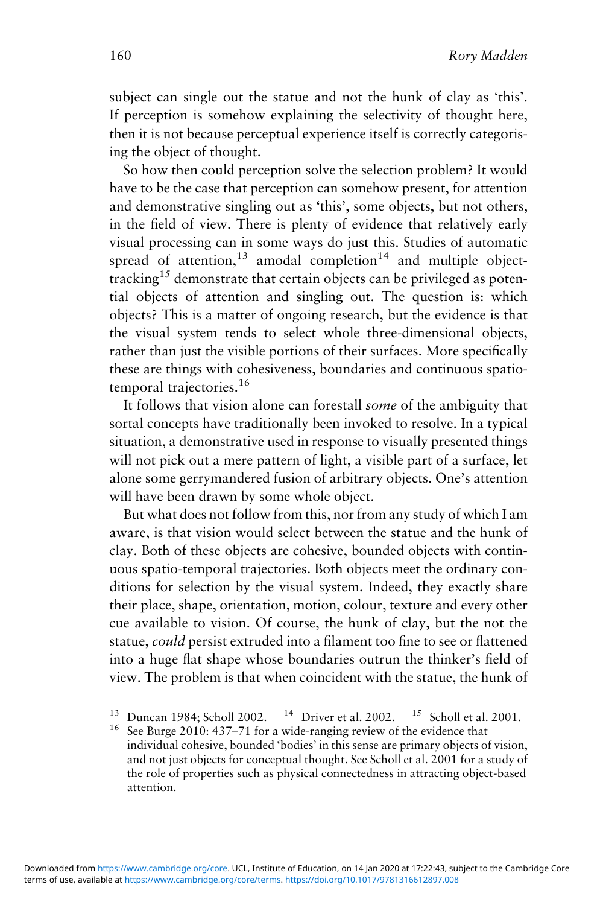subject can single out the statue and not the hunk of clay as 'this'. If perception is somehow explaining the selectivity of thought here, then it is not because perceptual experience itself is correctly categorising the object of thought.

So how then could perception solve the selection problem? It would have to be the case that perception can somehow present, for attention and demonstrative singling out as 'this', some objects, but not others, in the field of view. There is plenty of evidence that relatively early visual processing can in some ways do just this. Studies of automatic spread of attention,[13] amodal completion[14] and multiple object-tracking[15] demonstrate that certain objects can be privileged as potential objects of attention and singling out. The question is: which objects? This is a matter of ongoing research, but the evidence is that the visual system tends to select whole three-dimensional objects, rather than just the visible portions of their surfaces. More specifically these are things with cohesiveness, boundaries and continuous spatio-temporal trajectories.[16]

It follows that vision alone can forestall *some* of the ambiguity that sortal concepts have traditionally been invoked to resolve. In a typical situation, a demonstrative used in response to visually presented things will not pick out a mere pattern of light, a visible part of a surface, let alone some gerrymandered fusion of arbitrary objects. One's attention will have been drawn by some whole object.

But what does not follow from this, nor from any study of which I am aware, is that vision would select between the statue and the hunk of clay. Both of these objects are cohesive, bounded objects with continuous spatio-temporal trajectories. Both objects meet the ordinary conditions for selection by the visual system. Indeed, they exactly share their place, shape, orientation, motion, colour, texture and every other cue available to vision. Of course, the hunk of clay, but the not the statue, *could* persist extruded into a filament too fine to see or flattened into a huge flat shape whose boundaries outrun the thinker's field of view. The problem is that when coincident with the statue, the hunk of

[13] Duncan 1984; Scholl 2002. [14] Driver et al. 2002. [15] Scholl et al. 2001.

[16] See Burge 2010: 437–71 for a wide-ranging review of the evidence that individual cohesive, bounded 'bodies' in this sense are primary objects of vision, and not just objects for conceptual thought. See Scholl et al. 2001 for a study of the role of properties such as physical connectedness in attracting object-based attention.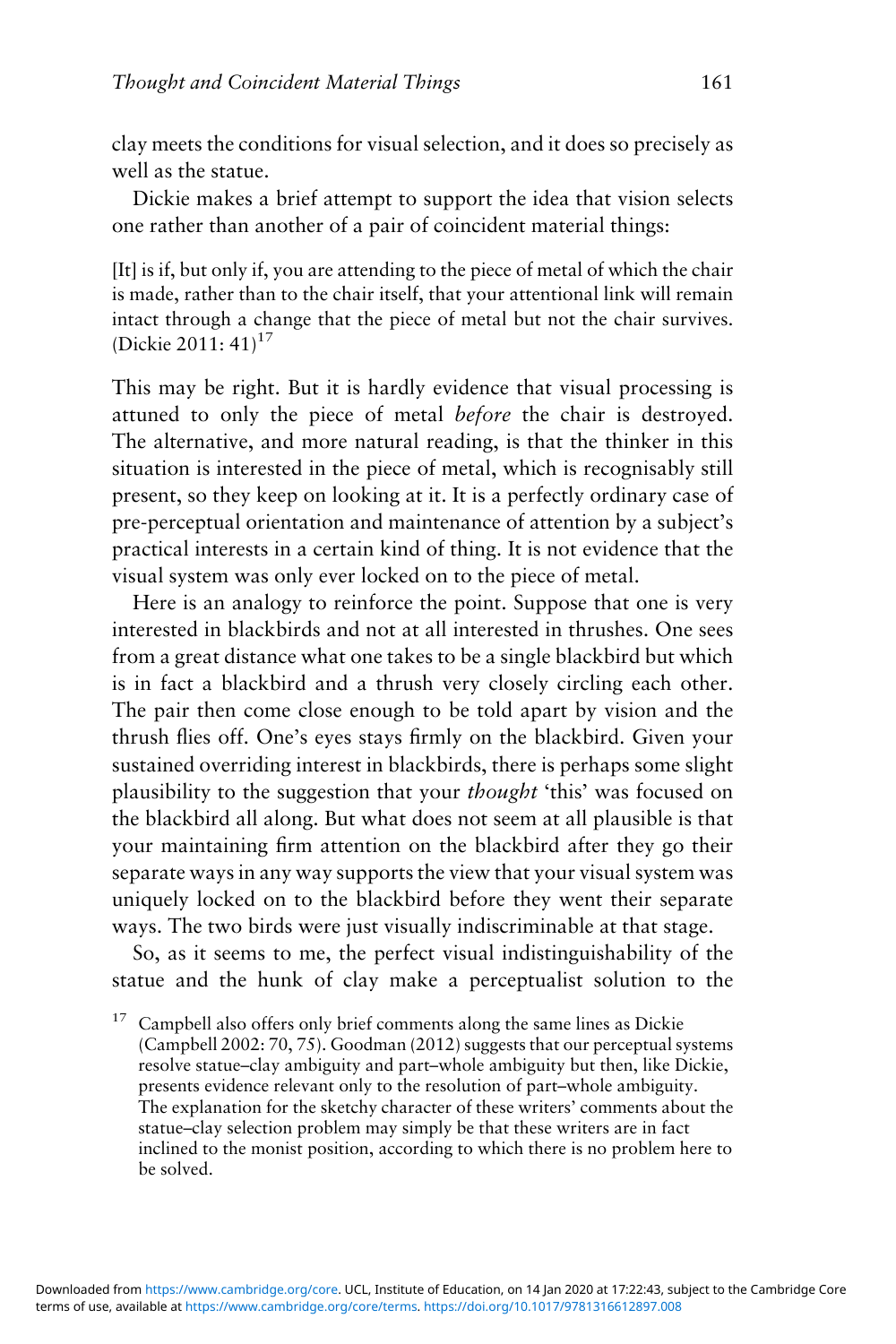clay meets the conditions for visual selection, and it does so precisely as well as the statue.

Dickie makes a brief attempt to support the idea that vision selects one rather than another of a pair of coincident material things:

> [It] is if, but only if, you are attending to the piece of metal of which the chair is made, rather than to the chair itself, that your attentional link will remain intact through a change that the piece of metal but not the chair survives. (Dickie 2011: 41)[17]

This may be right. But it is hardly evidence that visual processing is attuned to only the piece of metal *before* the chair is destroyed. The alternative, and more natural reading, is that the thinker in this situation is interested in the piece of metal, which is recognisably still present, so they keep on looking at it. It is a perfectly ordinary case of pre-perceptual orientation and maintenance of attention by a subject's practical interests in a certain kind of thing. It is not evidence that the visual system was only ever locked on to the piece of metal.

Here is an analogy to reinforce the point. Suppose that one is very interested in blackbirds and not at all interested in thrushes. One sees from a great distance what one takes to be a single blackbird but which is in fact a blackbird and a thrush very closely circling each other. The pair then come close enough to be told apart by vision and the thrush flies off. One's eyes stays firmly on the blackbird. Given your sustained overriding interest in blackbirds, there is perhaps some slight plausibility to the suggestion that your *thought* 'this' was focused on the blackbird all along. But what does not seem at all plausible is that your maintaining firm attention on the blackbird after they go their separate ways in any way supports the view that your visual system was uniquely locked on to the blackbird before they went their separate ways. The two birds were just visually indiscriminable at that stage.

So, as it seems to me, the perfect visual indistinguishability of the statue and the hunk of clay make a perceptualist solution to the

[17] Campbell also offers only brief comments along the same lines as Dickie (Campbell 2002: 70, 75). Goodman (2012) suggests that our perceptual systems resolve statue–clay ambiguity and part–whole ambiguity but then, like Dickie, presents evidence relevant only to the resolution of part–whole ambiguity. The explanation for the sketchy character of these writers' comments about the statue–clay selection problem may simply be that these writers are in fact inclined to the monist position, according to which there is no problem here to be solved.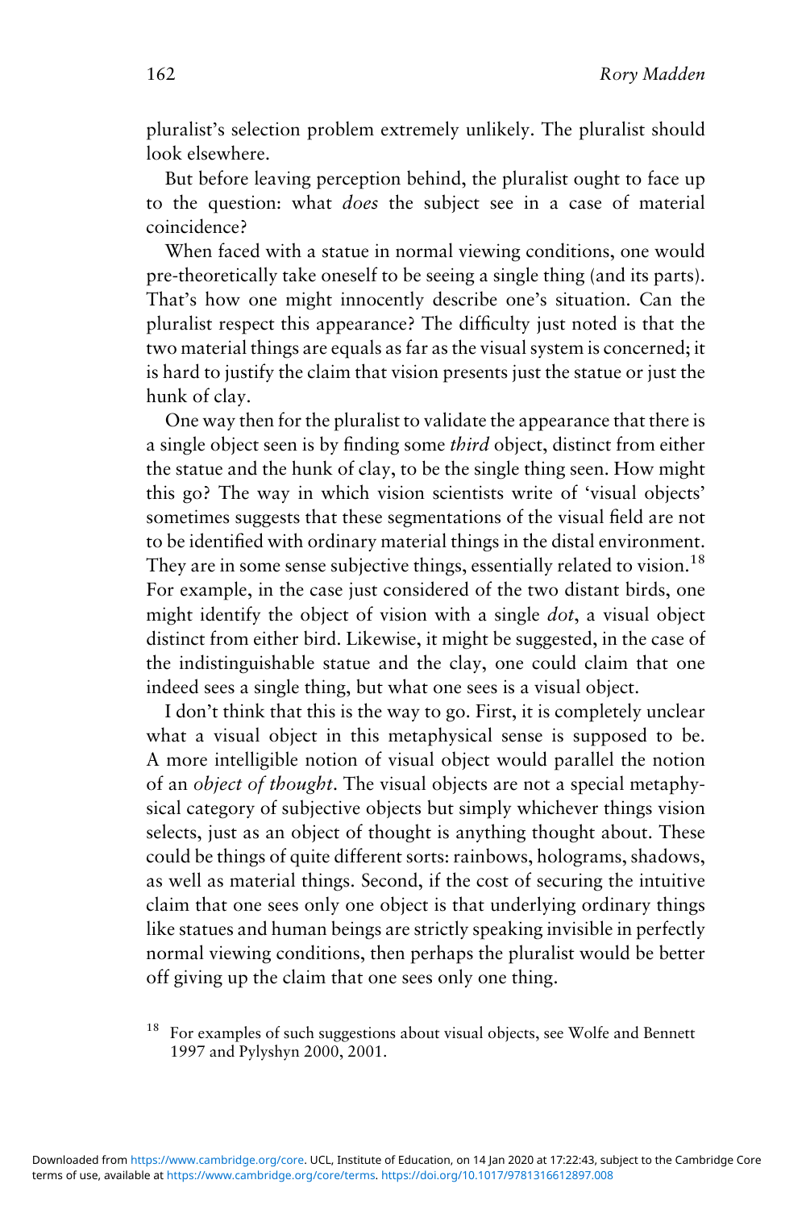pluralist's selection problem extremely unlikely. The pluralist should look elsewhere.

But before leaving perception behind, the pluralist ought to face up to the question: what *does* the subject see in a case of material coincidence?

When faced with a statue in normal viewing conditions, one would pre-theoretically take oneself to be seeing a single thing (and its parts). That's how one might innocently describe one's situation. Can the pluralist respect this appearance? The difficulty just noted is that the two material things are equals as far as the visual system is concerned; it is hard to justify the claim that vision presents just the statue or just the hunk of clay.

One way then for the pluralist to validate the appearance that there is a single object seen is by finding some *third* object, distinct from either the statue and the hunk of clay, to be the single thing seen. How might this go? The way in which vision scientists write of 'visual objects' sometimes suggests that these segmentations of the visual field are not to be identified with ordinary material things in the distal environment. They are in some sense subjective things, essentially related to vision.[18] For example, in the case just considered of the two distant birds, one might identify the object of vision with a single *dot*, a visual object distinct from either bird. Likewise, it might be suggested, in the case of the indistinguishable statue and the clay, one could claim that one indeed sees a single thing, but what one sees is a visual object.

I don't think that this is the way to go. First, it is completely unclear what a visual object in this metaphysical sense is supposed to be. A more intelligible notion of visual object would parallel the notion of an *object of thought*. The visual objects are not a special metaphysical category of subjective objects but simply whichever things vision selects, just as an object of thought is anything thought about. These could be things of quite different sorts: rainbows, holograms, shadows, as well as material things. Second, if the cost of securing the intuitive claim that one sees only one object is that underlying ordinary things like statues and human beings are strictly speaking invisible in perfectly normal viewing conditions, then perhaps the pluralist would be better off giving up the claim that one sees only one thing.

[18] For examples of such suggestions about visual objects, see Wolfe and Bennett 1997 and Pylyshyn 2000, 2001.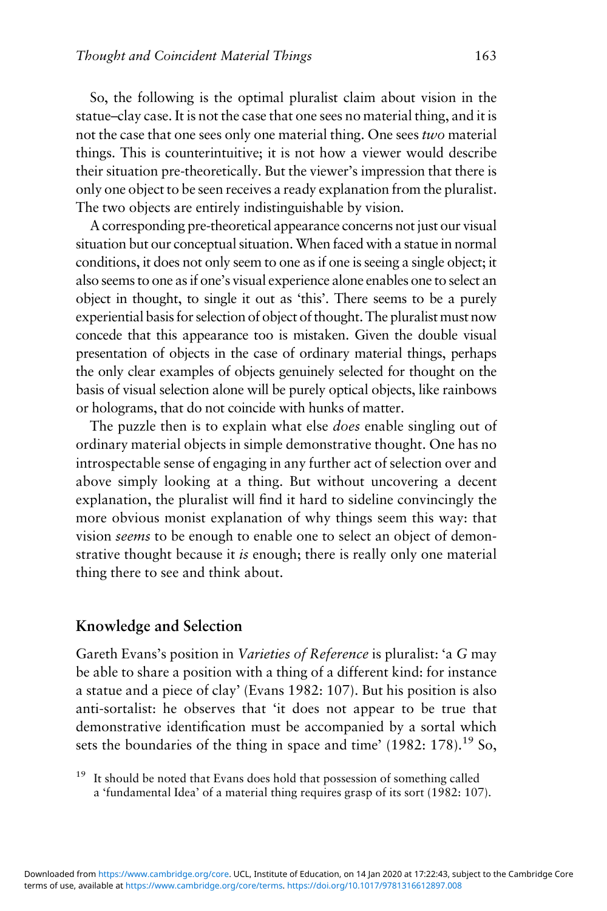So, the following is the optimal pluralist claim about vision in the statue–clay case. It is not the case that one sees no material thing, and it is not the case that one sees only one material thing. One sees *two* material things. This is counterintuitive; it is not how a viewer would describe their situation pre-theoretically. But the viewer's impression that there is only one object to be seen receives a ready explanation from the pluralist. The two objects are entirely indistinguishable by vision.

A corresponding pre-theoretical appearance concerns not just our visual situation but our conceptual situation. When faced with a statue in normal conditions, it does not only seem to one as if one is seeing a single object; it also seems to one as if one's visual experience alone enables one to select an object in thought, to single it out as 'this'. There seems to be a purely experiential basis for selection of object of thought. The pluralist must now concede that this appearance too is mistaken. Given the double visual presentation of objects in the case of ordinary material things, perhaps the only clear examples of objects genuinely selected for thought on the basis of visual selection alone will be purely optical objects, like rainbows or holograms, that do not coincide with hunks of matter.

The puzzle then is to explain what else *does* enable singling out of ordinary material objects in simple demonstrative thought. One has no introspectable sense of engaging in any further act of selection over and above simply looking at a thing. But without uncovering a decent explanation, the pluralist will find it hard to sideline convincingly the more obvious monist explanation of why things seem this way: that vision *seems* to be enough to enable one to select an object of demonstrative thought because it *is* enough; there is really only one material thing there to see and think about.

## Knowledge and Selection

Gareth Evans's position in *Varieties of Reference* is pluralist: 'a *G* may be able to share a position with a thing of a different kind: for instance a statue and a piece of clay' (Evans 1982: 107). But his position is also anti-sortalist: he observes that 'it does not appear to be true that demonstrative identification must be accompanied by a sortal which sets the boundaries of the thing in space and time' (1982: 178).[19] So,

[19] It should be noted that Evans does hold that possession of something called a 'fundamental Idea' of a material thing requires grasp of its sort (1982: 107).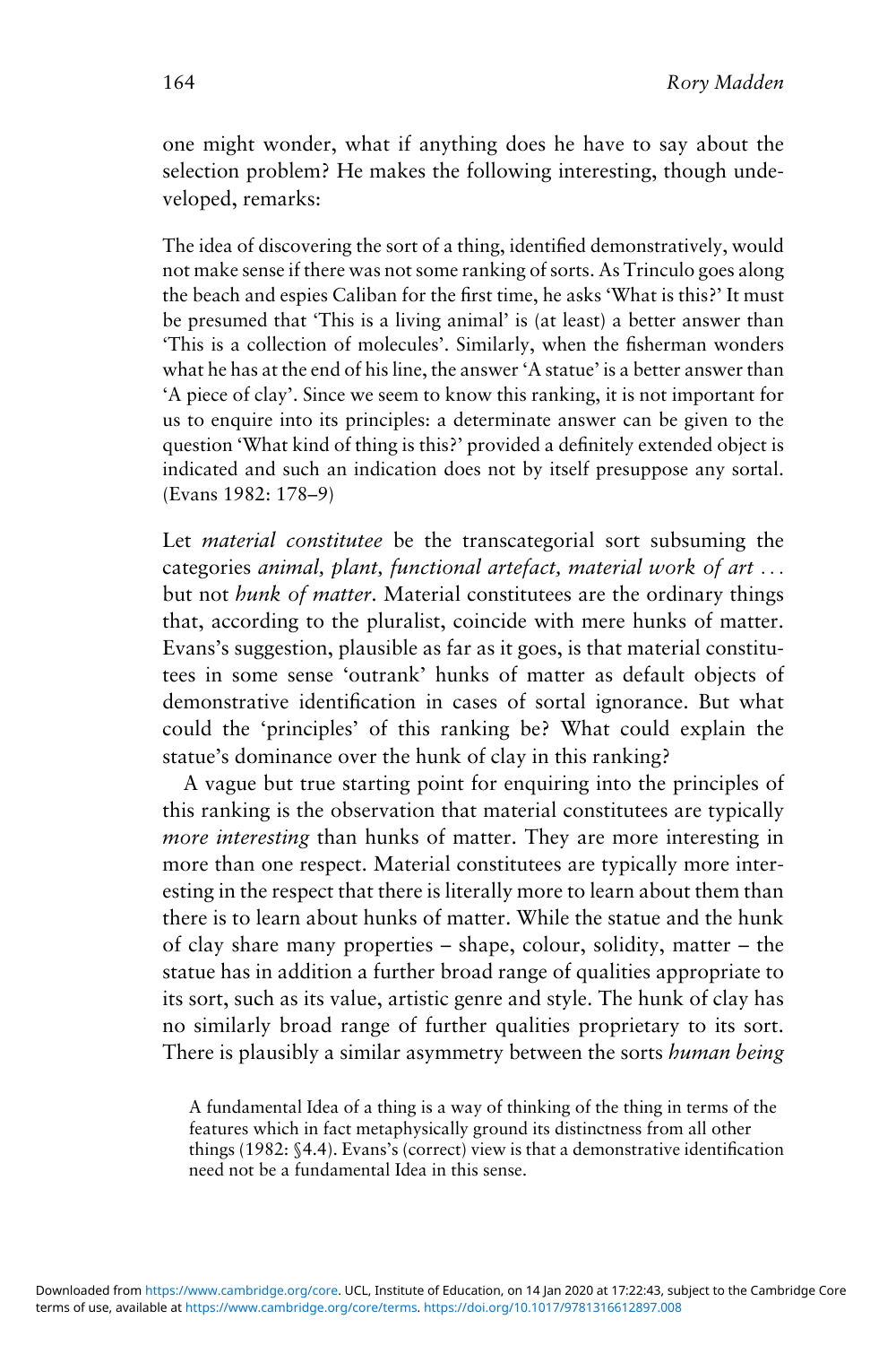one might wonder, what if anything does he have to say about the selection problem? He makes the following interesting, though undeveloped, remarks:

> The idea of discovering the sort of a thing, identified demonstratively, would not make sense if there was not some ranking of sorts. As Trinculo goes along the beach and espies Caliban for the first time, he asks 'What is this?' It must be presumed that 'This is a living animal' is (at least) a better answer than 'This is a collection of molecules'. Similarly, when the fisherman wonders what he has at the end of his line, the answer 'A statue' is a better answer than 'A piece of clay'. Since we seem to know this ranking, it is not important for us to enquire into its principles: a determinate answer can be given to the question 'What kind of thing is this?' provided a definitely extended object is indicated and such an indication does not by itself presuppose any sortal. (Evans 1982: 178–9)

Let *material constitutee* be the transcategorial sort subsuming the categories *animal, plant, functional artefact, material work of art* … but not *hunk of matter*. Material constitutees are the ordinary things that, according to the pluralist, coincide with mere hunks of matter. Evans's suggestion, plausible as far as it goes, is that material constitutees in some sense 'outrank' hunks of matter as default objects of demonstrative identification in cases of sortal ignorance. But what could the 'principles' of this ranking be? What could explain the statue's dominance over the hunk of clay in this ranking?

A vague but true starting point for enquiring into the principles of this ranking is the observation that material constitutees are typically *more interesting* than hunks of matter. They are more interesting in more than one respect. Material constitutees are typically more interesting in the respect that there is literally more to learn about them than there is to learn about hunks of matter. While the statue and the hunk of clay share many properties – shape, colour, solidity, matter – the statue has in addition a further broad range of qualities appropriate to its sort, such as its value, artistic genre and style. The hunk of clay has no similarly broad range of further qualities proprietary to its sort. There is plausibly a similar asymmetry between the sorts *human being*

A fundamental Idea of a thing is a way of thinking of the thing in terms of the features which in fact metaphysically ground its distinctness from all other things (1982: §4.4). Evans's (correct) view is that a demonstrative identification need not be a fundamental Idea in this sense.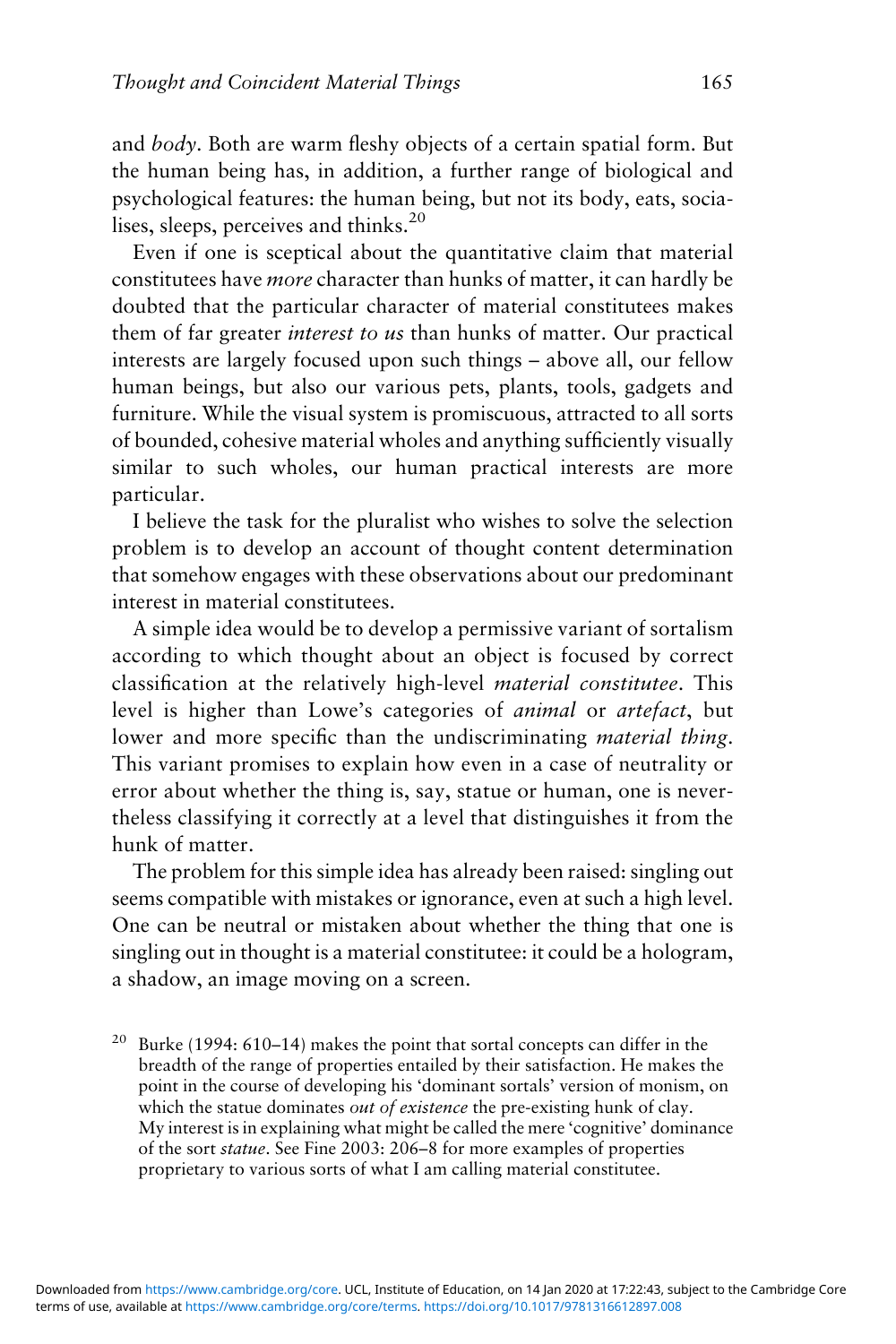and *body*. Both are warm fleshy objects of a certain spatial form. But the human being has, in addition, a further range of biological and psychological features: the human being, but not its body, eats, socialises, sleeps, perceives and thinks.[20]

Even if one is sceptical about the quantitative claim that material constitutees have *more* character than hunks of matter, it can hardly be doubted that the particular character of material constitutees makes them of far greater *interest to us* than hunks of matter. Our practical interests are largely focused upon such things – above all, our fellow human beings, but also our various pets, plants, tools, gadgets and furniture. While the visual system is promiscuous, attracted to all sorts of bounded, cohesive material wholes and anything sufficiently visually similar to such wholes, our human practical interests are more particular.

I believe the task for the pluralist who wishes to solve the selection problem is to develop an account of thought content determination that somehow engages with these observations about our predominant interest in material constitutees.

A simple idea would be to develop a permissive variant of sortalism according to which thought about an object is focused by correct classification at the relatively high-level *material constitutee*. This level is higher than Lowe's categories of *animal* or *artefact*, but lower and more specific than the undiscriminating *material thing*. This variant promises to explain how even in a case of neutrality or error about whether the thing is, say, statue or human, one is nevertheless classifying it correctly at a level that distinguishes it from the hunk of matter.

The problem for this simple idea has already been raised: singling out seems compatible with mistakes or ignorance, even at such a high level. One can be neutral or mistaken about whether the thing that one is singling out in thought is a material constitutee: it could be a hologram, a shadow, an image moving on a screen.

[20] Burke (1994: 610–14) makes the point that sortal concepts can differ in the breadth of the range of properties entailed by their satisfaction. He makes the point in the course of developing his 'dominant sortals' version of monism, on which the statue dominates *out of existence* the pre-existing hunk of clay. My interest is in explaining what might be called the mere 'cognitive' dominance of the sort *statue*. See Fine 2003: 206–8 for more examples of properties proprietary to various sorts of what I am calling material constitutee.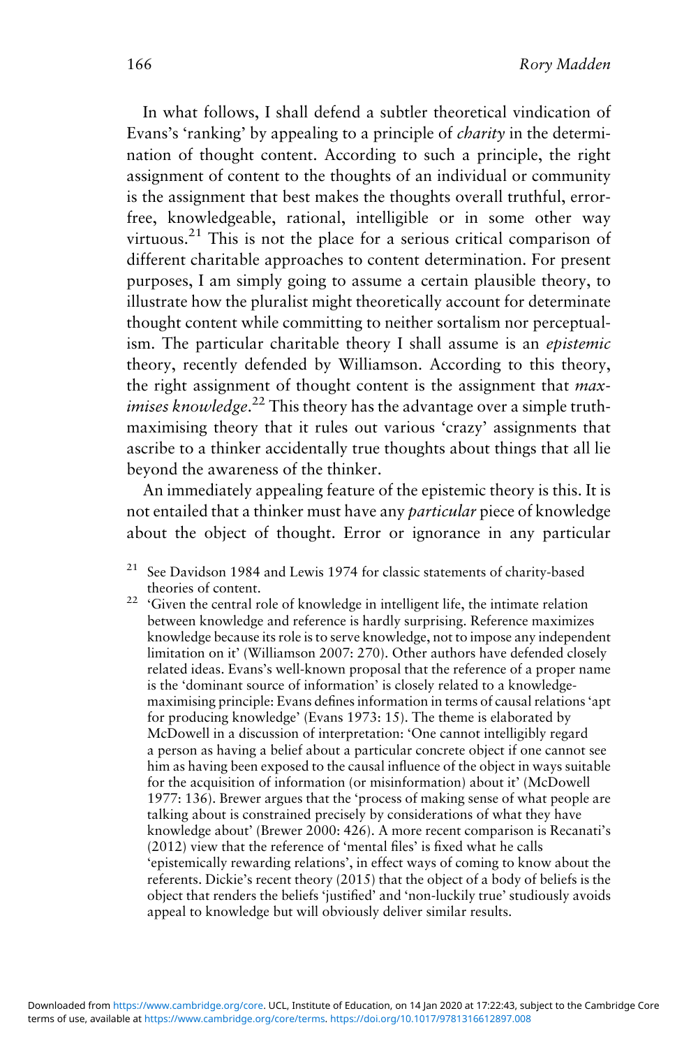In what follows, I shall defend a subtler theoretical vindication of Evans's 'ranking' by appealing to a principle of *charity* in the determination of thought content. According to such a principle, the right assignment of content to the thoughts of an individual or community is the assignment that best makes the thoughts overall truthful, error-free, knowledgeable, rational, intelligible or in some other way virtuous.[21] This is not the place for a serious critical comparison of different charitable approaches to content determination. For present purposes, I am simply going to assume a certain plausible theory, to illustrate how the pluralist might theoretically account for determinate thought content while committing to neither sortalism nor perceptualism. The particular charitable theory I shall assume is an *epistemic* theory, recently defended by Williamson. According to this theory, the right assignment of thought content is the assignment that *maximises knowledge*.[22] This theory has the advantage over a simple truth-maximising theory that it rules out various 'crazy' assignments that ascribe to a thinker accidentally true thoughts about things that all lie beyond the awareness of the thinker.

An immediately appealing feature of the epistemic theory is this. It is not entailed that a thinker must have any *particular* piece of knowledge about the object of thought. Error or ignorance in any particular

[21] See Davidson 1984 and Lewis 1974 for classic statements of charity-based theories of content.

[22] 'Given the central role of knowledge in intelligent life, the intimate relation between knowledge and reference is hardly surprising. Reference maximizes knowledge because its role is to serve knowledge, not to impose any independent limitation on it' (Williamson 2007: 270). Other authors have defended closely related ideas. Evans's well-known proposal that the reference of a proper name is the 'dominant source of information' is closely related to a knowledge-maximising principle: Evans defines information in terms of causal relations 'apt for producing knowledge' (Evans 1973: 15). The theme is elaborated by McDowell in a discussion of interpretation: 'One cannot intelligibly regard a person as having a belief about a particular concrete object if one cannot see him as having been exposed to the causal influence of the object in ways suitable for the acquisition of information (or misinformation) about it' (McDowell 1977: 136). Brewer argues that the 'process of making sense of what people are talking about is constrained precisely by considerations of what they have knowledge about' (Brewer 2000: 426). A more recent comparison is Recanati's (2012) view that the reference of 'mental files' is fixed what he calls 'epistemically rewarding relations', in effect ways of coming to know about the referents. Dickie's recent theory (2015) that the object of a body of beliefs is the object that renders the beliefs 'justified' and 'non-luckily true' studiously avoids appeal to knowledge but will obviously deliver similar results.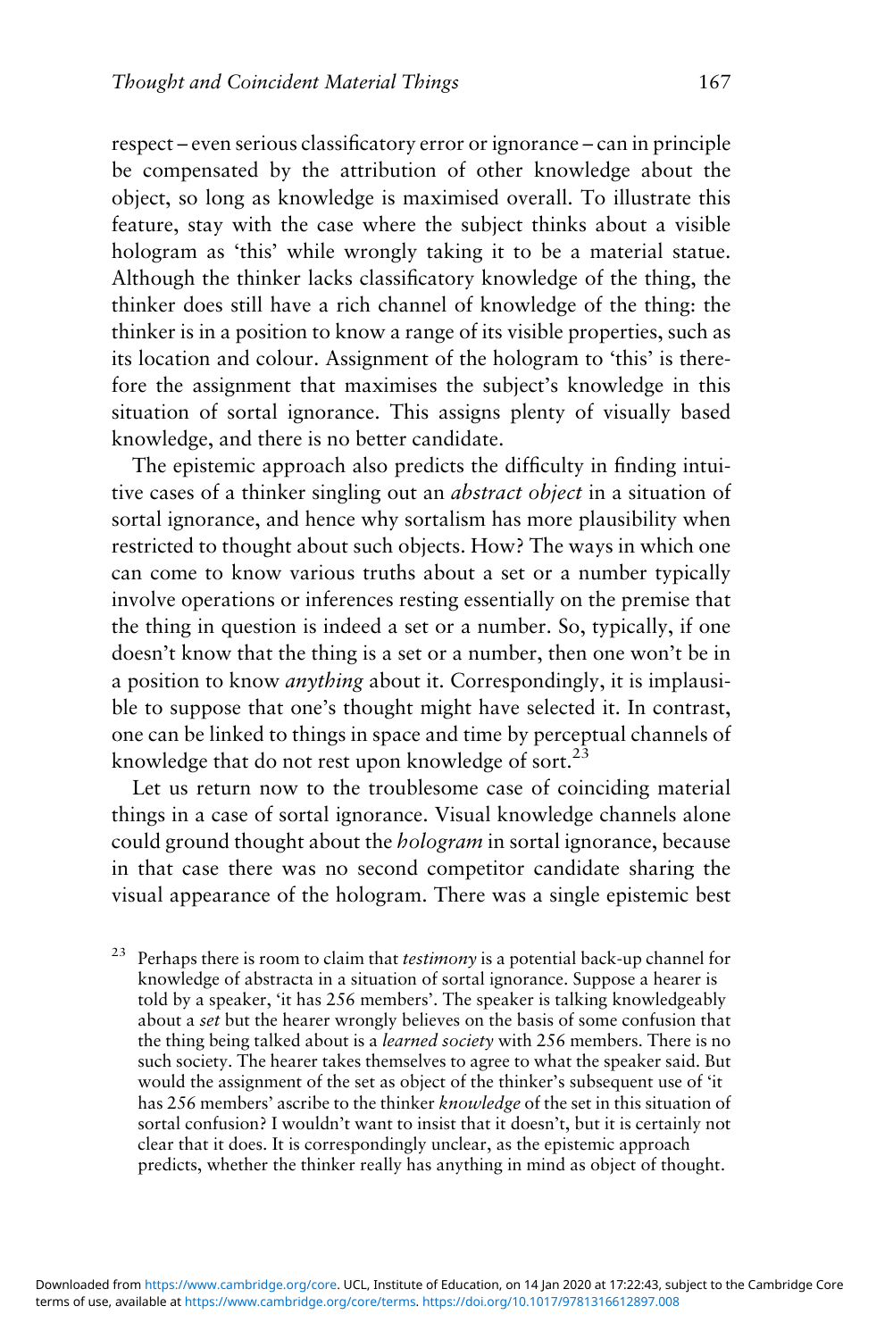respect – even serious classificatory error or ignorance – can in principle be compensated by the attribution of other knowledge about the object, so long as knowledge is maximised overall. To illustrate this feature, stay with the case where the subject thinks about a visible hologram as 'this' while wrongly taking it to be a material statue. Although the thinker lacks classificatory knowledge of the thing, the thinker does still have a rich channel of knowledge of the thing: the thinker is in a position to know a range of its visible properties, such as its location and colour. Assignment of the hologram to 'this' is therefore the assignment that maximises the subject's knowledge in this situation of sortal ignorance. This assigns plenty of visually based knowledge, and there is no better candidate.

The epistemic approach also predicts the difficulty in finding intuitive cases of a thinker singling out an *abstract object* in a situation of sortal ignorance, and hence why sortalism has more plausibility when restricted to thought about such objects. How? The ways in which one can come to know various truths about a set or a number typically involve operations or inferences resting essentially on the premise that the thing in question is indeed a set or a number. So, typically, if one doesn't know that the thing is a set or a number, then one won't be in a position to know *anything* about it. Correspondingly, it is implausible to suppose that one's thought might have selected it. In contrast, one can be linked to things in space and time by perceptual channels of knowledge that do not rest upon knowledge of sort.[23]

Let us return now to the troublesome case of coinciding material things in a case of sortal ignorance. Visual knowledge channels alone could ground thought about the *hologram* in sortal ignorance, because in that case there was no second competitor candidate sharing the visual appearance of the hologram. There was a single epistemic best

[23] Perhaps there is room to claim that *testimony* is a potential back-up channel for knowledge of abstracta in a situation of sortal ignorance. Suppose a hearer is told by a speaker, 'it has 256 members'. The speaker is talking knowledgeably about a *set* but the hearer wrongly believes on the basis of some confusion that the thing being talked about is a *learned society* with 256 members. There is no such society. The hearer takes themselves to agree to what the speaker said. But would the assignment of the set as object of the thinker's subsequent use of 'it has 256 members' ascribe to the thinker *knowledge* of the set in this situation of sortal confusion? I wouldn't want to insist that it doesn't, but it is certainly not clear that it does. It is correspondingly unclear, as the epistemic approach predicts, whether the thinker really has anything in mind as object of thought.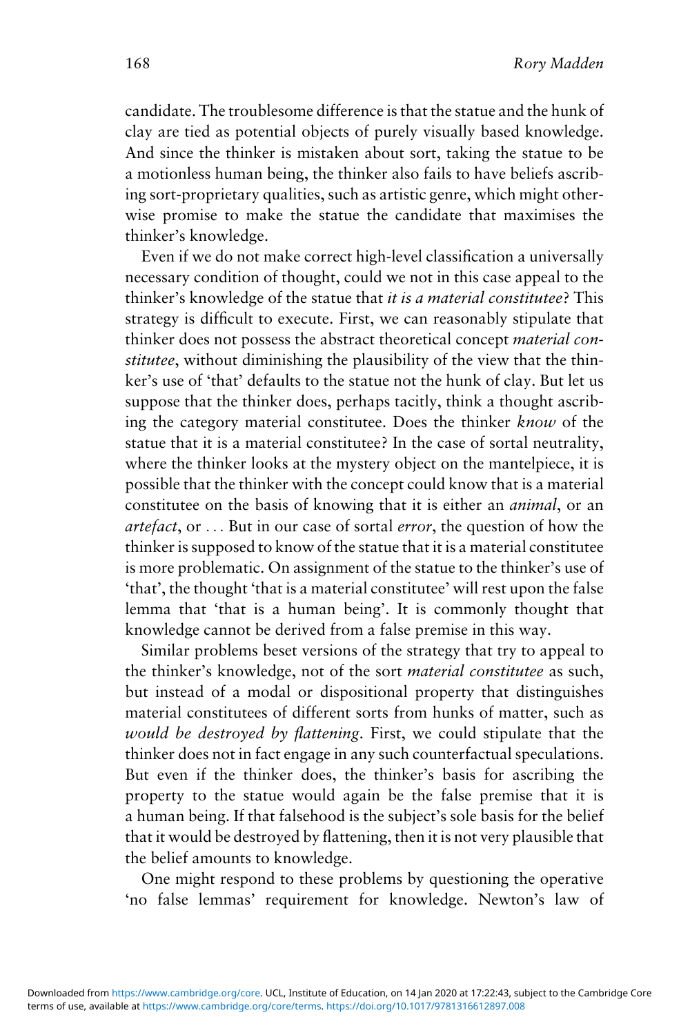candidate. The troublesome difference is that the statue and the hunk of clay are tied as potential objects of purely visually based knowledge. And since the thinker is mistaken about sort, taking the statue to be a motionless human being, the thinker also fails to have beliefs ascribing sort-proprietary qualities, such as artistic genre, which might otherwise promise to make the statue the candidate that maximises the thinker's knowledge.

Even if we do not make correct high-level classification a universally necessary condition of thought, could we not in this case appeal to the thinker's knowledge of the statue that *it is a material constitutee*? This strategy is difficult to execute. First, we can reasonably stipulate that thinker does not possess the abstract theoretical concept *material constitutee*, without diminishing the plausibility of the view that the thinker's use of 'that' defaults to the statue not the hunk of clay. But let us suppose that the thinker does, perhaps tacitly, think a thought ascribing the category material constitutee. Does the thinker *know* of the statue that it is a material constitutee? In the case of sortal neutrality, where the thinker looks at the mystery object on the mantelpiece, it is possible that the thinker with the concept could know that is a material constitutee on the basis of knowing that it is either an *animal*, or an *artefact*, or ... But in our case of sortal *error*, the question of how the thinker is supposed to know of the statue that it is a material constitutee is more problematic. On assignment of the statue to the thinker's use of 'that', the thought 'that is a material constitutee' will rest upon the false lemma that 'that is a human being'. It is commonly thought that knowledge cannot be derived from a false premise in this way.

Similar problems beset versions of the strategy that try to appeal to the thinker's knowledge, not of the sort *material constitutee* as such, but instead of a modal or dispositional property that distinguishes material constitutees of different sorts from hunks of matter, such as *would be destroyed by flattening*. First, we could stipulate that the thinker does not in fact engage in any such counterfactual speculations. But even if the thinker does, the thinker's basis for ascribing the property to the statue would again be the false premise that it is a human being. If that falsehood is the subject's sole basis for the belief that it would be destroyed by flattening, then it is not very plausible that the belief amounts to knowledge.

One might respond to these problems by questioning the operative 'no false lemmas' requirement for knowledge. Newton's law of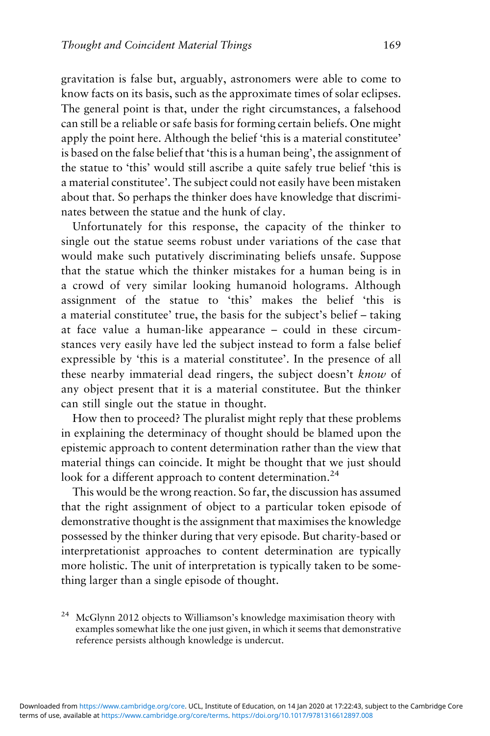gravitation is false but, arguably, astronomers were able to come to know facts on its basis, such as the approximate times of solar eclipses. The general point is that, under the right circumstances, a falsehood can still be a reliable or safe basis for forming certain beliefs. One might apply the point here. Although the belief 'this is a material constitutee' is based on the false belief that 'this is a human being', the assignment of the statue to 'this' would still ascribe a quite safely true belief 'this is a material constitutee'. The subject could not easily have been mistaken about that. So perhaps the thinker does have knowledge that discriminates between the statue and the hunk of clay.

Unfortunately for this response, the capacity of the thinker to single out the statue seems robust under variations of the case that would make such putatively discriminating beliefs unsafe. Suppose that the statue which the thinker mistakes for a human being is in a crowd of very similar looking humanoid holograms. Although assignment of the statue to 'this' makes the belief 'this is a material constitutee' true, the basis for the subject's belief – taking at face value a human-like appearance – could in these circumstances very easily have led the subject instead to form a false belief expressible by 'this is a material constitutee'. In the presence of all these nearby immaterial dead ringers, the subject doesn't *know* of any object present that it is a material constitutee. But the thinker can still single out the statue in thought.

How then to proceed? The pluralist might reply that these problems in explaining the determinacy of thought should be blamed upon the epistemic approach to content determination rather than the view that material things can coincide. It might be thought that we just should look for a different approach to content determination.[24]

This would be the wrong reaction. So far, the discussion has assumed that the right assignment of object to a particular token episode of demonstrative thought is the assignment that maximises the knowledge possessed by the thinker during that very episode. But charity-based or interpretationist approaches to content determination are typically more holistic. The unit of interpretation is typically taken to be something larger than a single episode of thought.

[24] McGlynn 2012 objects to Williamson's knowledge maximisation theory with examples somewhat like the one just given, in which it seems that demonstrative reference persists although knowledge is undercut.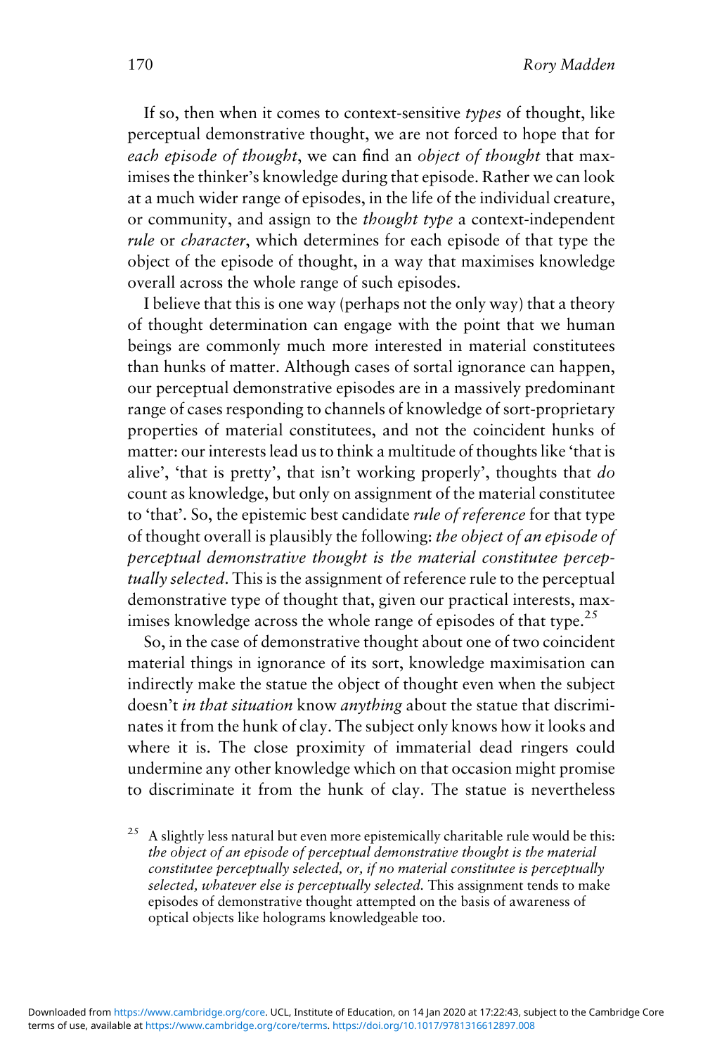If so, then when it comes to context-sensitive *types* of thought, like perceptual demonstrative thought, we are not forced to hope that for *each episode of thought*, we can find an *object of thought* that maximises the thinker's knowledge during that episode. Rather we can look at a much wider range of episodes, in the life of the individual creature, or community, and assign to the *thought type* a context-independent *rule* or *character*, which determines for each episode of that type the object of the episode of thought, in a way that maximises knowledge overall across the whole range of such episodes.

I believe that this is one way (perhaps not the only way) that a theory of thought determination can engage with the point that we human beings are commonly much more interested in material constitutees than hunks of matter. Although cases of sortal ignorance can happen, our perceptual demonstrative episodes are in a massively predominant range of cases responding to channels of knowledge of sort-proprietary properties of material constitutees, and not the coincident hunks of matter: our interests lead us to think a multitude of thoughts like 'that is alive', 'that is pretty', that isn't working properly', thoughts that *do* count as knowledge, but only on assignment of the material constitutee to 'that'. So, the epistemic best candidate *rule of reference* for that type of thought overall is plausibly the following: *the object of an episode of perceptual demonstrative thought is the material constitutee perceptually selected*. This is the assignment of reference rule to the perceptual demonstrative type of thought that, given our practical interests, maximises knowledge across the whole range of episodes of that type.[25]

So, in the case of demonstrative thought about one of two coincident material things in ignorance of its sort, knowledge maximisation can indirectly make the statue the object of thought even when the subject doesn't *in that situation* know *anything* about the statue that discriminates it from the hunk of clay. The subject only knows how it looks and where it is. The close proximity of immaterial dead ringers could undermine any other knowledge which on that occasion might promise to discriminate it from the hunk of clay. The statue is nevertheless

[25] A slightly less natural but even more epistemically charitable rule would be this: *the object of an episode of perceptual demonstrative thought is the material constitutee perceptually selected, or, if no material constitutee is perceptually selected, whatever else is perceptually selected.* This assignment tends to make episodes of demonstrative thought attempted on the basis of awareness of optical objects like holograms knowledgeable too.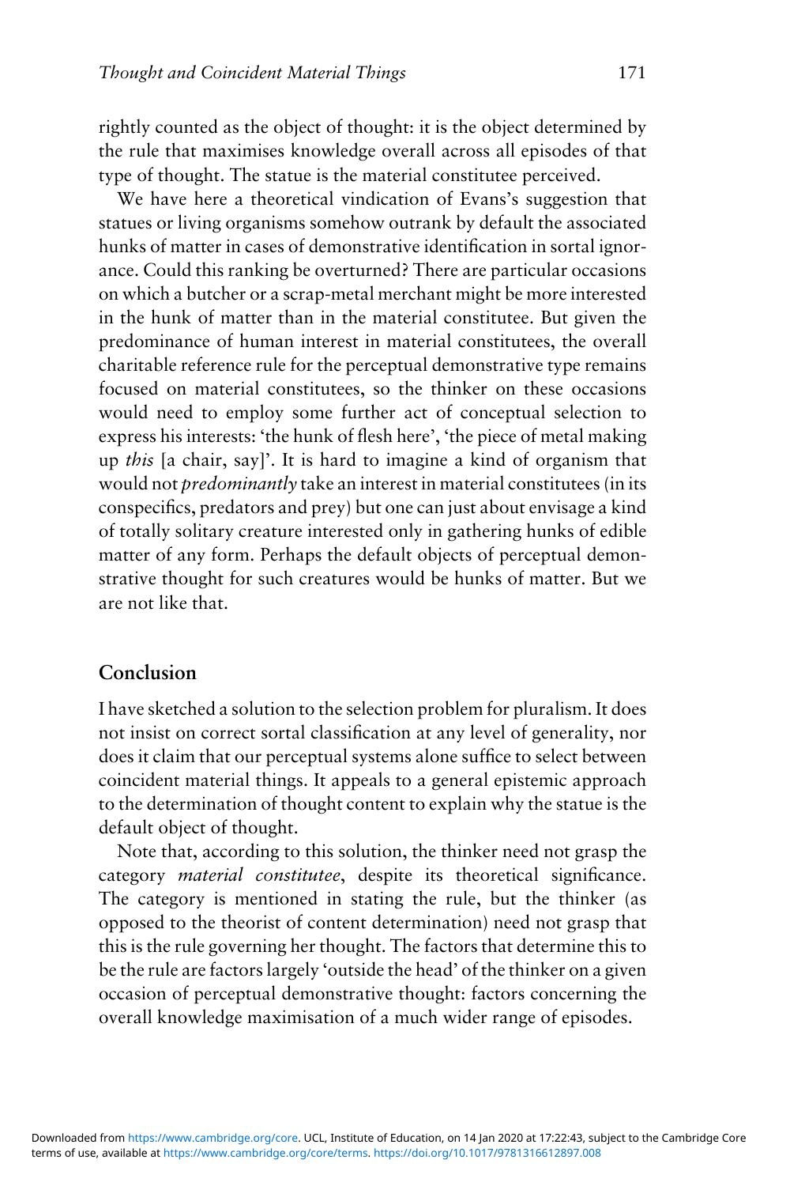rightly counted as the object of thought: it is the object determined by the rule that maximises knowledge overall across all episodes of that type of thought. The statue is the material constitutee perceived.

We have here a theoretical vindication of Evans's suggestion that statues or living organisms somehow outrank by default the associated hunks of matter in cases of demonstrative identification in sortal ignorance. Could this ranking be overturned? There are particular occasions on which a butcher or a scrap-metal merchant might be more interested in the hunk of matter than in the material constitutee. But given the predominance of human interest in material constitutees, the overall charitable reference rule for the perceptual demonstrative type remains focused on material constitutees, so the thinker on these occasions would need to employ some further act of conceptual selection to express his interests: 'the hunk of flesh here', 'the piece of metal making up *this* [a chair, say]'. It is hard to imagine a kind of organism that would not *predominantly* take an interest in material constitutees (in its conspecifics, predators and prey) but one can just about envisage a kind of totally solitary creature interested only in gathering hunks of edible matter of any form. Perhaps the default objects of perceptual demonstrative thought for such creatures would be hunks of matter. But we are not like that.

## Conclusion

I have sketched a solution to the selection problem for pluralism. It does not insist on correct sortal classification at any level of generality, nor does it claim that our perceptual systems alone suffice to select between coincident material things. It appeals to a general epistemic approach to the determination of thought content to explain why the statue is the default object of thought.

Note that, according to this solution, the thinker need not grasp the category *material constitutee*, despite its theoretical significance. The category is mentioned in stating the rule, but the thinker (as opposed to the theorist of content determination) need not grasp that this is the rule governing her thought. The factors that determine this to be the rule are factors largely 'outside the head' of the thinker on a given occasion of perceptual demonstrative thought: factors concerning the overall knowledge maximisation of a much wider range of episodes.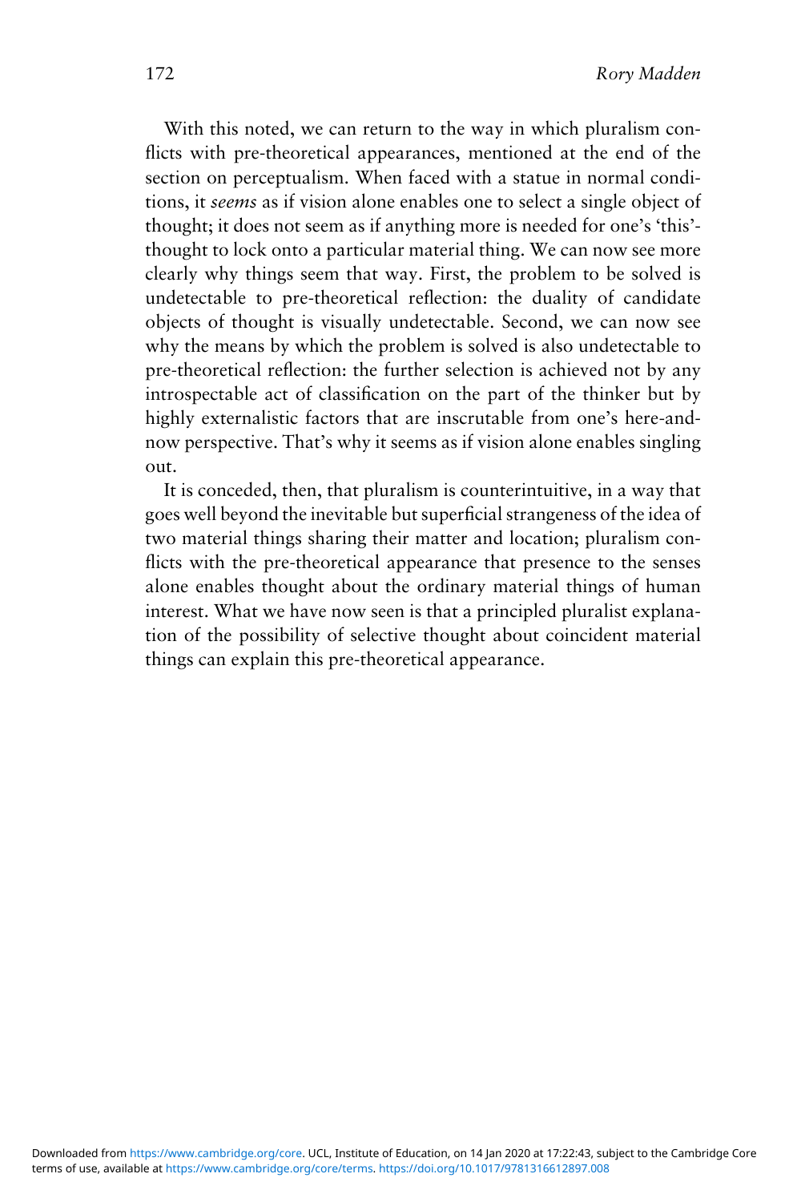With this noted, we can return to the way in which pluralism conflicts with pre-theoretical appearances, mentioned at the end of the section on perceptualism. When faced with a statue in normal conditions, it *seems* as if vision alone enables one to select a single object of thought; it does not seem as if anything more is needed for one's 'this'-thought to lock onto a particular material thing. We can now see more clearly why things seem that way. First, the problem to be solved is undetectable to pre-theoretical reflection: the duality of candidate objects of thought is visually undetectable. Second, we can now see why the means by which the problem is solved is also undetectable to pre-theoretical reflection: the further selection is achieved not by any introspectable act of classification on the part of the thinker but by highly externalistic factors that are inscrutable from one's here-and-now perspective. That's why it seems as if vision alone enables singling out.

It is conceded, then, that pluralism is counterintuitive, in a way that goes well beyond the inevitable but superficial strangeness of the idea of two material things sharing their matter and location; pluralism conflicts with the pre-theoretical appearance that presence to the senses alone enables thought about the ordinary material things of human interest. What we have now seen is that a principled pluralist explanation of the possibility of selective thought about coincident material things can explain this pre-theoretical appearance.